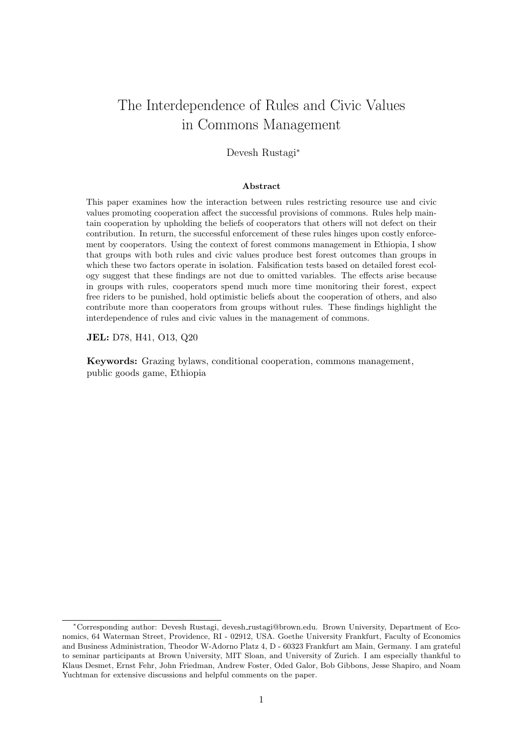# The Interdependence of Rules and Civic Values in Commons Management

Devesh Rustagi*

### Abstract

This paper examines how the interaction between rules restricting resource use and civic values promoting cooperation affect the successful provisions of commons. Rules help maintain cooperation by upholding the beliefs of cooperators that others will not defect on their contribution. In return, the successful enforcement of these rules hinges upon costly enforcement by cooperators. Using the context of forest commons management in Ethiopia, I show that groups with both rules and civic values produce best forest outcomes than groups in which these two factors operate in isolation. Falsification tests based on detailed forest ecology suggest that these findings are not due to omitted variables. The effects arise because in groups with rules, cooperators spend much more time monitoring their forest, expect free riders to be punished, hold optimistic beliefs about the cooperation of others, and also contribute more than cooperators from groups without rules. These findings highlight the interdependence of rules and civic values in the management of commons.

**JEL:** D78, H41, O13, Q20

**Keywords:** Grazing bylaws, conditional cooperation, commons management, public goods game, Ethiopia

---

*Corresponding author: Devesh Rustagi, devesh_rustagi@brown.edu. Brown University, Department of Economics, 64 Waterman Street, Providence, RI - 02912, USA. Goethe University Frankfurt, Faculty of Economics and Business Administration, Theodor W-Adorno Platz 4, D - 60323 Frankfurt am Main, Germany. I am grateful to seminar participants at Brown University, MIT Sloan, and University of Zurich. I am especially thankful to Klaus Desmet, Ernst Fehr, John Friedman, Andrew Foster, Oded Galor, Bob Gibbons, Jesse Shapiro, and Noam Yuchtman for extensive discussions and helpful comments on the paper.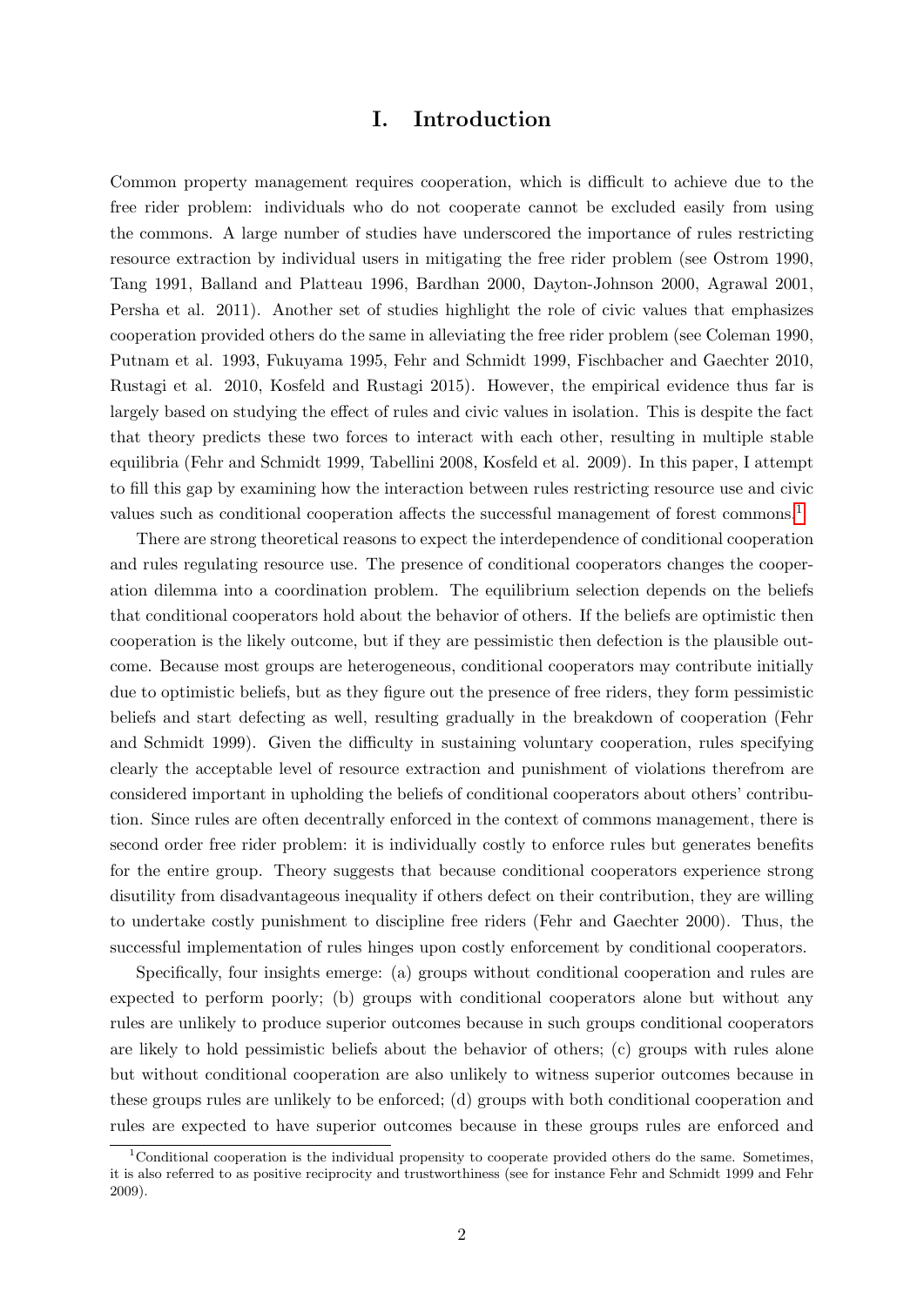# I. Introduction

Common property management requires cooperation, which is difficult to achieve due to the free rider problem: individuals who do not cooperate cannot be excluded easily from using the commons. A large number of studies have underscored the importance of rules restricting resource extraction by individual users in mitigating the free rider problem (see Ostrom 1990, Tang 1991, Balland and Platteau 1996, Bardhan 2000, Dayton-Johnson 2000, Agrawal 2001, Persha et al. 2011). Another set of studies highlight the role of civic values that emphasizes cooperation provided others do the same in alleviating the free rider problem (see Coleman 1990, Putnam et al. 1993, Fukuyama 1995, Fehr and Schmidt 1999, Fischbacher and Gaechter 2010, Rustagi et al. 2010, Kosfeld and Rustagi 2015). However, the empirical evidence thus far is largely based on studying the effect of rules and civic values in isolation. This is despite the fact that theory predicts these two forces to interact with each other, resulting in multiple stable equilibria (Fehr and Schmidt 1999, Tabellini 2008, Kosfeld et al. 2009). In this paper, I attempt to fill this gap by examining how the interaction between rules restricting resource use and civic values such as conditional cooperation affects the successful management of forest commons.[1]

There are strong theoretical reasons to expect the interdependence of conditional cooperation and rules regulating resource use. The presence of conditional cooperators changes the cooperation dilemma into a coordination problem. The equilibrium selection depends on the beliefs that conditional cooperators hold about the behavior of others. If the beliefs are optimistic then cooperation is the likely outcome, but if they are pessimistic then defection is the plausible outcome. Because most groups are heterogeneous, conditional cooperators may contribute initially due to optimistic beliefs, but as they figure out the presence of free riders, they form pessimistic beliefs and start defecting as well, resulting gradually in the breakdown of cooperation (Fehr and Schmidt 1999). Given the difficulty in sustaining voluntary cooperation, rules specifying clearly the acceptable level of resource extraction and punishment of violations therefrom are considered important in upholding the beliefs of conditional cooperators about others' contribution. Since rules are often decentrally enforced in the context of commons management, there is second order free rider problem: it is individually costly to enforce rules but generates benefits for the entire group. Theory suggests that because conditional cooperators experience strong disutility from disadvantageous inequality if others defect on their contribution, they are willing to undertake costly punishment to discipline free riders (Fehr and Gaechter 2000). Thus, the successful implementation of rules hinges upon costly enforcement by conditional cooperators.

Specifically, four insights emerge: (a) groups without conditional cooperation and rules are expected to perform poorly; (b) groups with conditional cooperators alone but without any rules are unlikely to produce superior outcomes because in such groups conditional cooperators are likely to hold pessimistic beliefs about the behavior of others; (c) groups with rules alone but without conditional cooperation are also unlikely to witness superior outcomes because in these groups rules are unlikely to be enforced; (d) groups with both conditional cooperation and rules are expected to have superior outcomes because in these groups rules are enforced and

[1] Conditional cooperation is the individual propensity to cooperate provided others do the same. Sometimes, it is also referred to as positive reciprocity and trustworthiness (see for instance Fehr and Schmidt 1999 and Fehr 2009).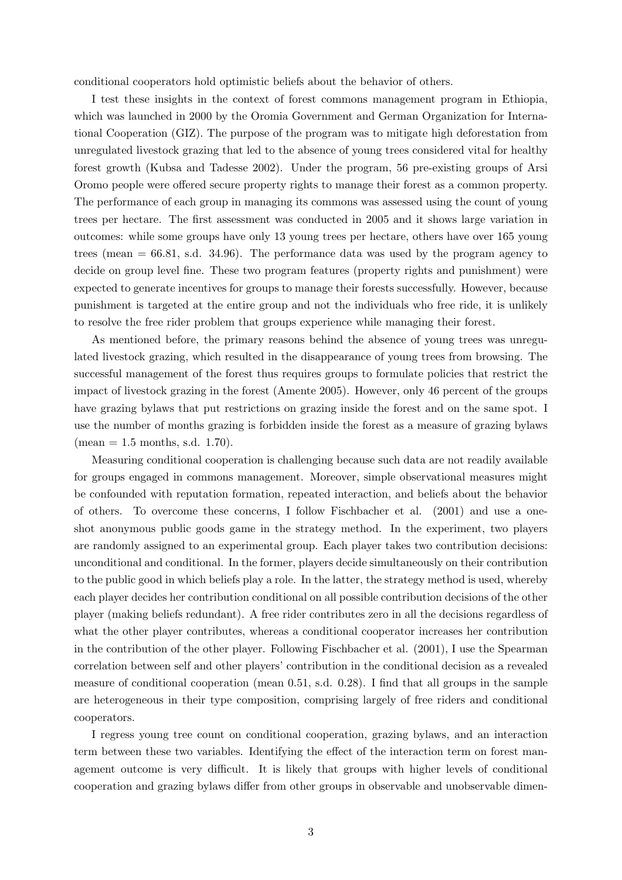conditional cooperators hold optimistic beliefs about the behavior of others.

I test these insights in the context of forest commons management program in Ethiopia, which was launched in 2000 by the Oromia Government and German Organization for International Cooperation (GIZ). The purpose of the program was to mitigate high deforestation from unregulated livestock grazing that led to the absence of young trees considered vital for healthy forest growth (Kubsa and Tadesse 2002). Under the program, 56 pre-existing groups of Arsi Oromo people were offered secure property rights to manage their forest as a common property. The performance of each group in managing its commons was assessed using the count of young trees per hectare. The first assessment was conducted in 2005 and it shows large variation in outcomes: while some groups have only 13 young trees per hectare, others have over 165 young trees (mean = 66.81, s.d. 34.96). The performance data was used by the program agency to decide on group level fine. These two program features (property rights and punishment) were expected to generate incentives for groups to manage their forests successfully. However, because punishment is targeted at the entire group and not the individuals who free ride, it is unlikely to resolve the free rider problem that groups experience while managing their forest.

As mentioned before, the primary reasons behind the absence of young trees was unregulated livestock grazing, which resulted in the disappearance of young trees from browsing. The successful management of the forest thus requires groups to formulate policies that restrict the impact of livestock grazing in the forest (Amente 2005). However, only 46 percent of the groups have grazing bylaws that put restrictions on grazing inside the forest and on the same spot. I use the number of months grazing is forbidden inside the forest as a measure of grazing bylaws (mean = 1.5 months, s.d. 1.70).

Measuring conditional cooperation is challenging because such data are not readily available for groups engaged in commons management. Moreover, simple observational measures might be confounded with reputation formation, repeated interaction, and beliefs about the behavior of others. To overcome these concerns, I follow Fischbacher et al. (2001) and use a one-shot anonymous public goods game in the strategy method. In the experiment, two players are randomly assigned to an experimental group. Each player takes two contribution decisions: unconditional and conditional. In the former, players decide simultaneously on their contribution to the public good in which beliefs play a role. In the latter, the strategy method is used, whereby each player decides her contribution conditional on all possible contribution decisions of the other player (making beliefs redundant). A free rider contributes zero in all the decisions regardless of what the other player contributes, whereas a conditional cooperator increases her contribution in the contribution of the other player. Following Fischbacher et al. (2001), I use the Spearman correlation between self and other players' contribution in the conditional decision as a revealed measure of conditional cooperation (mean 0.51, s.d. 0.28). I find that all groups in the sample are heterogeneous in their type composition, comprising largely of free riders and conditional cooperators.

I regress young tree count on conditional cooperation, grazing bylaws, and an interaction term between these two variables. Identifying the effect of the interaction term on forest management outcome is very difficult. It is likely that groups with higher levels of conditional cooperation and grazing bylaws differ from other groups in observable and unobservable dimen-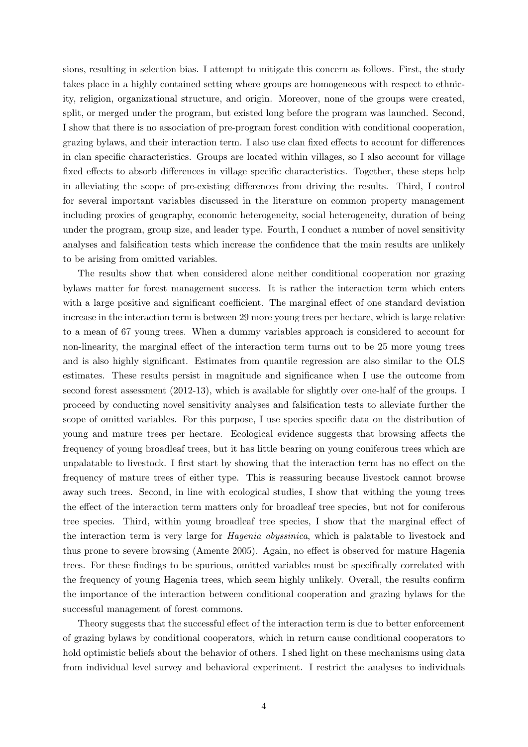sions, resulting in selection bias. I attempt to mitigate this concern as follows. First, the study takes place in a highly contained setting where groups are homogeneous with respect to ethnicity, religion, organizational structure, and origin. Moreover, none of the groups were created, split, or merged under the program, but existed long before the program was launched. Second, I show that there is no association of pre-program forest condition with conditional cooperation, grazing bylaws, and their interaction term. I also use clan fixed effects to account for differences in clan specific characteristics. Groups are located within villages, so I also account for village fixed effects to absorb differences in village specific characteristics. Together, these steps help in alleviating the scope of pre-existing differences from driving the results. Third, I control for several important variables discussed in the literature on common property management including proxies of geography, economic heterogeneity, social heterogeneity, duration of being under the program, group size, and leader type. Fourth, I conduct a number of novel sensitivity analyses and falsification tests which increase the confidence that the main results are unlikely to be arising from omitted variables.

The results show that when considered alone neither conditional cooperation nor grazing bylaws matter for forest management success. It is rather the interaction term which enters with a large positive and significant coefficient. The marginal effect of one standard deviation increase in the interaction term is between 29 more young trees per hectare, which is large relative to a mean of 67 young trees. When a dummy variables approach is considered to account for non-linearity, the marginal effect of the interaction term turns out to be 25 more young trees and is also highly significant. Estimates from quantile regression are also similar to the OLS estimates. These results persist in magnitude and significance when I use the outcome from second forest assessment (2012-13), which is available for slightly over one-half of the groups. I proceed by conducting novel sensitivity analyses and falsification tests to alleviate further the scope of omitted variables. For this purpose, I use species specific data on the distribution of young and mature trees per hectare. Ecological evidence suggests that browsing affects the frequency of young broadleaf trees, but it has little bearing on young coniferous trees which are unpalatable to livestock. I first start by showing that the interaction term has no effect on the frequency of mature trees of either type. This is reassuring because livestock cannot browse away such trees. Second, in line with ecological studies, I show that withing the young trees the effect of the interaction term matters only for broadleaf tree species, but not for coniferous tree species. Third, within young broadleaf tree species, I show that the marginal effect of the interaction term is very large for *Hagenia abyssinica*, which is palatable to livestock and thus prone to severe browsing (Amente 2005). Again, no effect is observed for mature Hagenia trees. For these findings to be spurious, omitted variables must be specifically correlated with the frequency of young Hagenia trees, which seem highly unlikely. Overall, the results confirm the importance of the interaction between conditional cooperation and grazing bylaws for the successful management of forest commons.

Theory suggests that the successful effect of the interaction term is due to better enforcement of grazing bylaws by conditional cooperators, which in return cause conditional cooperators to hold optimistic beliefs about the behavior of others. I shed light on these mechanisms using data from individual level survey and behavioral experiment. I restrict the analyses to individuals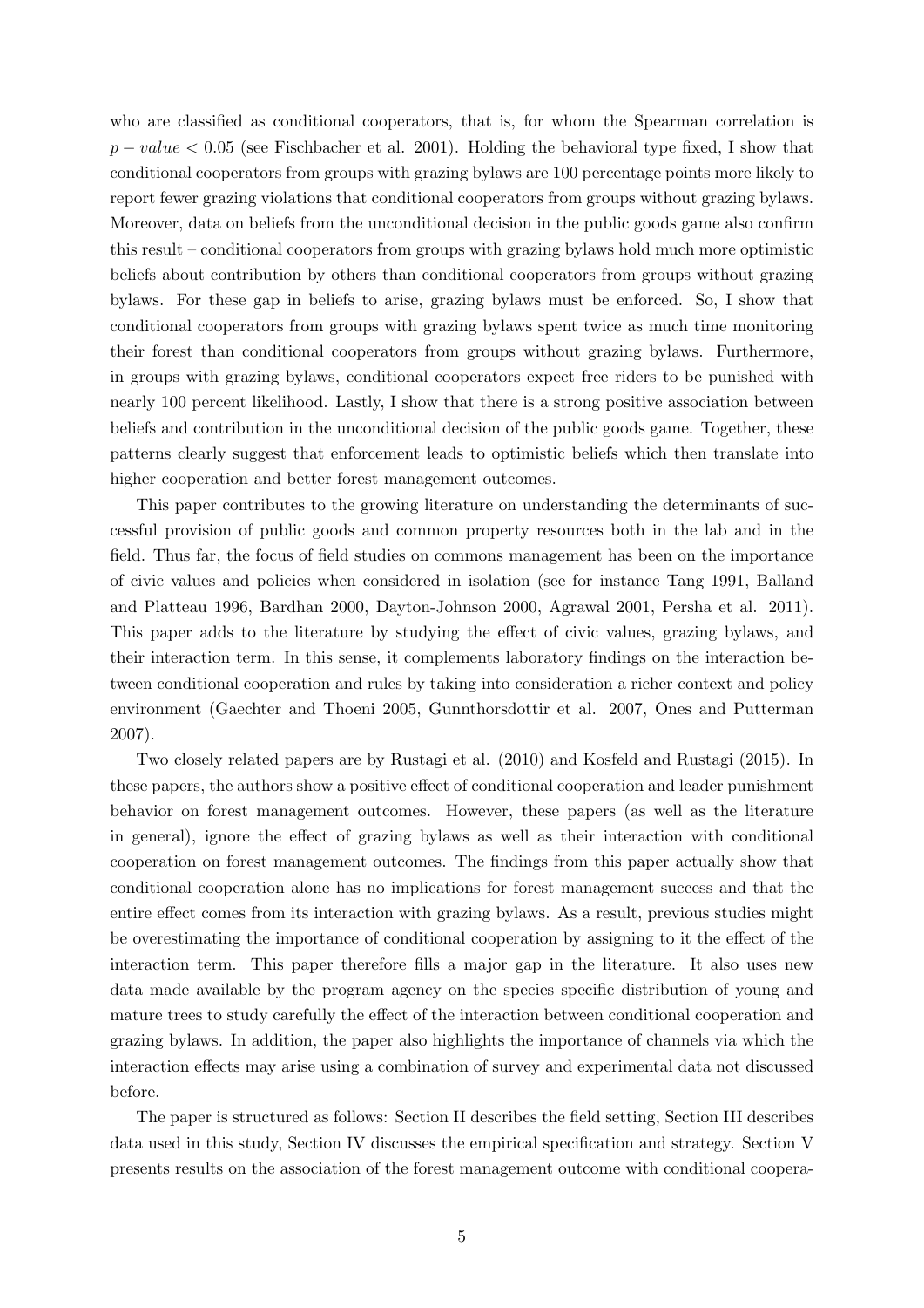who are classified as conditional cooperators, that is, for whom the Spearman correlation is $p - value < 0.05$ (see Fischbacher et al. 2001). Holding the behavioral type fixed, I show that conditional cooperators from groups with grazing bylaws are 100 percentage points more likely to report fewer grazing violations that conditional cooperators from groups without grazing bylaws. Moreover, data on beliefs from the unconditional decision in the public goods game also confirm this result – conditional cooperators from groups with grazing bylaws hold much more optimistic beliefs about contribution by others than conditional cooperators from groups without grazing bylaws. For these gap in beliefs to arise, grazing bylaws must be enforced. So, I show that conditional cooperators from groups with grazing bylaws spent twice as much time monitoring their forest than conditional cooperators from groups without grazing bylaws. Furthermore, in groups with grazing bylaws, conditional cooperators expect free riders to be punished with nearly 100 percent likelihood. Lastly, I show that there is a strong positive association between beliefs and contribution in the unconditional decision of the public goods game. Together, these patterns clearly suggest that enforcement leads to optimistic beliefs which then translate into higher cooperation and better forest management outcomes.

This paper contributes to the growing literature on understanding the determinants of successful provision of public goods and common property resources both in the lab and in the field. Thus far, the focus of field studies on commons management has been on the importance of civic values and policies when considered in isolation (see for instance Tang 1991, Balland and Platteau 1996, Bardhan 2000, Dayton-Johnson 2000, Agrawal 2001, Persha et al. 2011). This paper adds to the literature by studying the effect of civic values, grazing bylaws, and their interaction term. In this sense, it complements laboratory findings on the interaction between conditional cooperation and rules by taking into consideration a richer context and policy environment (Gaechter and Thoeni 2005, Gunnthorsdottir et al. 2007, Ones and Putterman 2007).

Two closely related papers are by Rustagi et al. (2010) and Kosfeld and Rustagi (2015). In these papers, the authors show a positive effect of conditional cooperation and leader punishment behavior on forest management outcomes. However, these papers (as well as the literature in general), ignore the effect of grazing bylaws as well as their interaction with conditional cooperation on forest management outcomes. The findings from this paper actually show that conditional cooperation alone has no implications for forest management success and that the entire effect comes from its interaction with grazing bylaws. As a result, previous studies might be overestimating the importance of conditional cooperation by assigning to it the effect of the interaction term. This paper therefore fills a major gap in the literature. It also uses new data made available by the program agency on the species specific distribution of young and mature trees to study carefully the effect of the interaction between conditional cooperation and grazing bylaws. In addition, the paper also highlights the importance of channels via which the interaction effects may arise using a combination of survey and experimental data not discussed before.

The paper is structured as follows: Section II describes the field setting, Section III describes data used in this study, Section IV discusses the empirical specification and strategy. Section V presents results on the association of the forest management outcome with conditional coopera-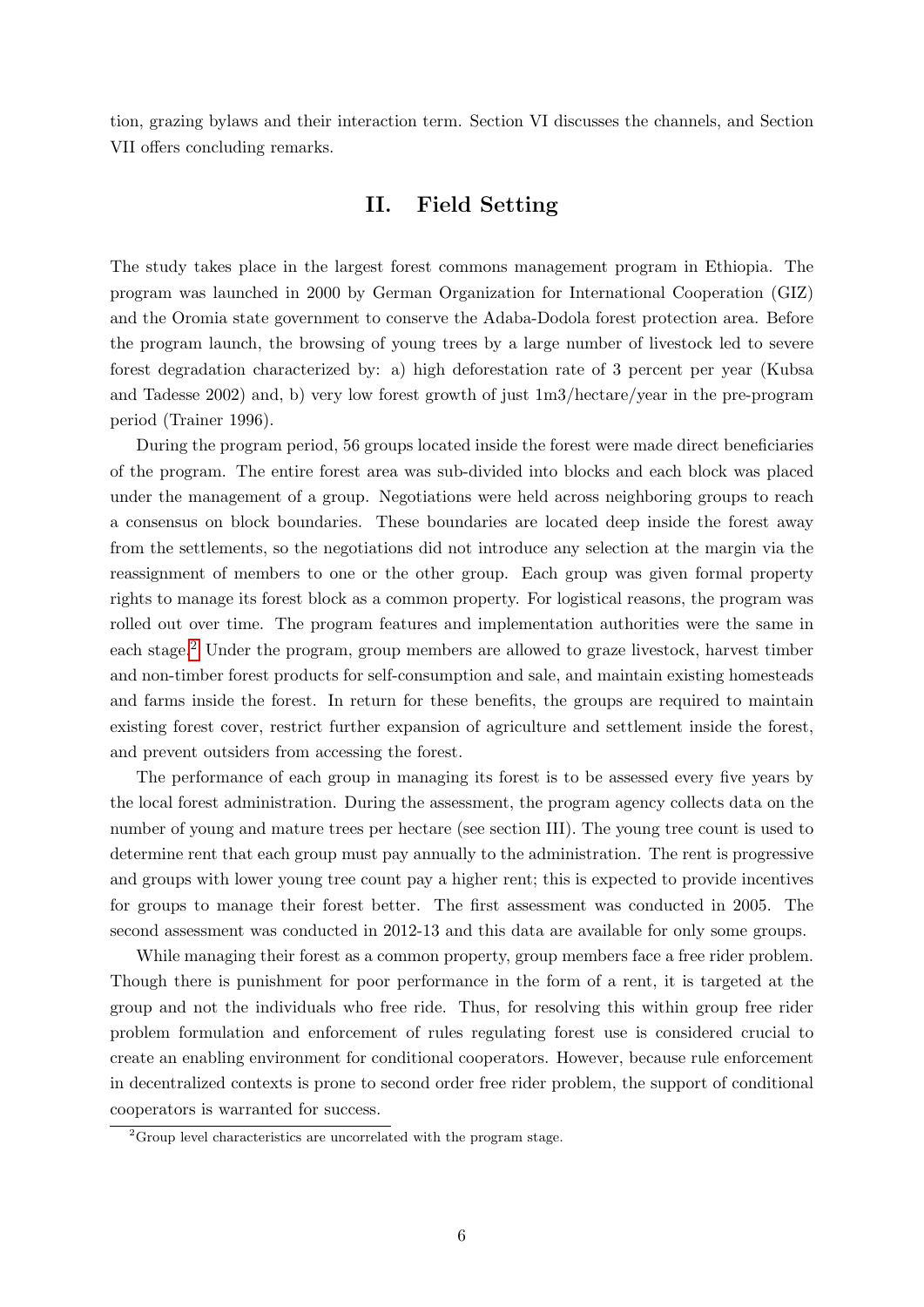tion, grazing bylaws and their interaction term. Section VI discusses the channels, and Section VII offers concluding remarks.

## II. Field Setting

The study takes place in the largest forest commons management program in Ethiopia. The program was launched in 2000 by German Organization for International Cooperation (GIZ) and the Oromia state government to conserve the Adaba-Dodola forest protection area. Before the program launch, the browsing of young trees by a large number of livestock led to severe forest degradation characterized by: a) high deforestation rate of 3 percent per year (Kubsa and Tadesse 2002) and, b) very low forest growth of just 1m3/hectare/year in the pre-program period (Trainer 1996).

During the program period, 56 groups located inside the forest were made direct beneficiaries of the program. The entire forest area was sub-divided into blocks and each block was placed under the management of a group. Negotiations were held across neighboring groups to reach a consensus on block boundaries. These boundaries are located deep inside the forest away from the settlements, so the negotiations did not introduce any selection at the margin via the reassignment of members to one or the other group. Each group was given formal property rights to manage its forest block as a common property. For logistical reasons, the program was rolled out over time. The program features and implementation authorities were the same in each stage.[2] Under the program, group members are allowed to graze livestock, harvest timber and non-timber forest products for self-consumption and sale, and maintain existing homesteads and farms inside the forest. In return for these benefits, the groups are required to maintain existing forest cover, restrict further expansion of agriculture and settlement inside the forest, and prevent outsiders from accessing the forest.

The performance of each group in managing its forest is to be assessed every five years by the local forest administration. During the assessment, the program agency collects data on the number of young and mature trees per hectare (see section III). The young tree count is used to determine rent that each group must pay annually to the administration. The rent is progressive and groups with lower young tree count pay a higher rent; this is expected to provide incentives for groups to manage their forest better. The first assessment was conducted in 2005. The second assessment was conducted in 2012-13 and this data are available for only some groups.

While managing their forest as a common property, group members face a free rider problem. Though there is punishment for poor performance in the form of a rent, it is targeted at the group and not the individuals who free ride. Thus, for resolving this within group free rider problem formulation and enforcement of rules regulating forest use is considered crucial to create an enabling environment for conditional cooperators. However, because rule enforcement in decentralized contexts is prone to second order free rider problem, the support of conditional cooperators is warranted for success.

[2] Group level characteristics are uncorrelated with the program stage.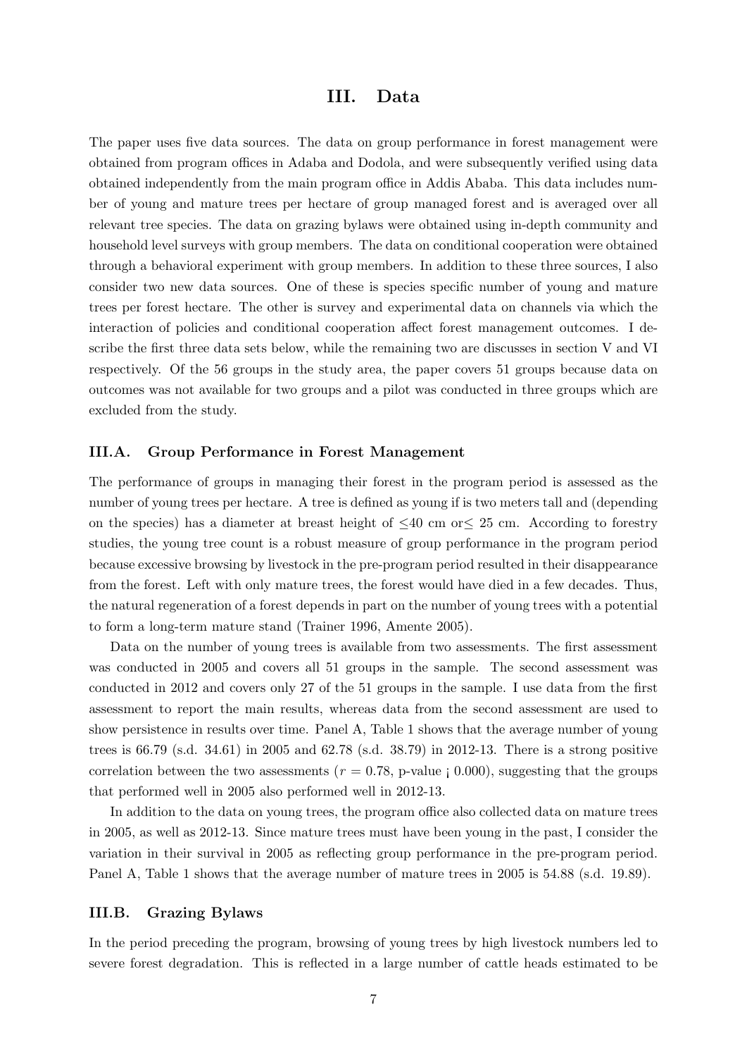# III. Data

The paper uses five data sources. The data on group performance in forest management were obtained from program offices in Adaba and Dodola, and were subsequently verified using data obtained independently from the main program office in Addis Ababa. This data includes number of young and mature trees per hectare of group managed forest and is averaged over all relevant tree species. The data on grazing bylaws were obtained using in-depth community and household level surveys with group members. The data on conditional cooperation were obtained through a behavioral experiment with group members. In addition to these three sources, I also consider two new data sources. One of these is species specific number of young and mature trees per forest hectare. The other is survey and experimental data on channels via which the interaction of policies and conditional cooperation affect forest management outcomes. I describe the first three data sets below, while the remaining two are discusses in section V and VI respectively. Of the 56 groups in the study area, the paper covers 51 groups because data on outcomes was not available for two groups and a pilot was conducted in three groups which are excluded from the study.

## III.A. Group Performance in Forest Management

The performance of groups in managing their forest in the program period is assessed as the number of young trees per hectare. A tree is defined as young if is two meters tall and (depending on the species) has a diameter at breast height of $\leq$40 cm or$\leq$ 25 cm. According to forestry studies, the young tree count is a robust measure of group performance in the program period because excessive browsing by livestock in the pre-program period resulted in their disappearance from the forest. Left with only mature trees, the forest would have died in a few decades. Thus, the natural regeneration of a forest depends in part on the number of young trees with a potential to form a long-term mature stand (Trainer 1996, Amente 2005).

Data on the number of young trees is available from two assessments. The first assessment was conducted in 2005 and covers all 51 groups in the sample. The second assessment was conducted in 2012 and covers only 27 of the 51 groups in the sample. I use data from the first assessment to report the main results, whereas data from the second assessment are used to show persistence in results over time. Panel A, Table 1 shows that the average number of young trees is 66.79 (s.d. 34.61) in 2005 and 62.78 (s.d. 38.79) in 2012-13. There is a strong positive correlation between the two assessments ($r = 0.78$, p-value ¡ 0.000), suggesting that the groups that performed well in 2005 also performed well in 2012-13.

In addition to the data on young trees, the program office also collected data on mature trees in 2005, as well as 2012-13. Since mature trees must have been young in the past, I consider the variation in their survival in 2005 as reflecting group performance in the pre-program period. Panel A, Table 1 shows that the average number of mature trees in 2005 is 54.88 (s.d. 19.89).

## III.B. Grazing Bylaws

In the period preceding the program, browsing of young trees by high livestock numbers led to severe forest degradation. This is reflected in a large number of cattle heads estimated to be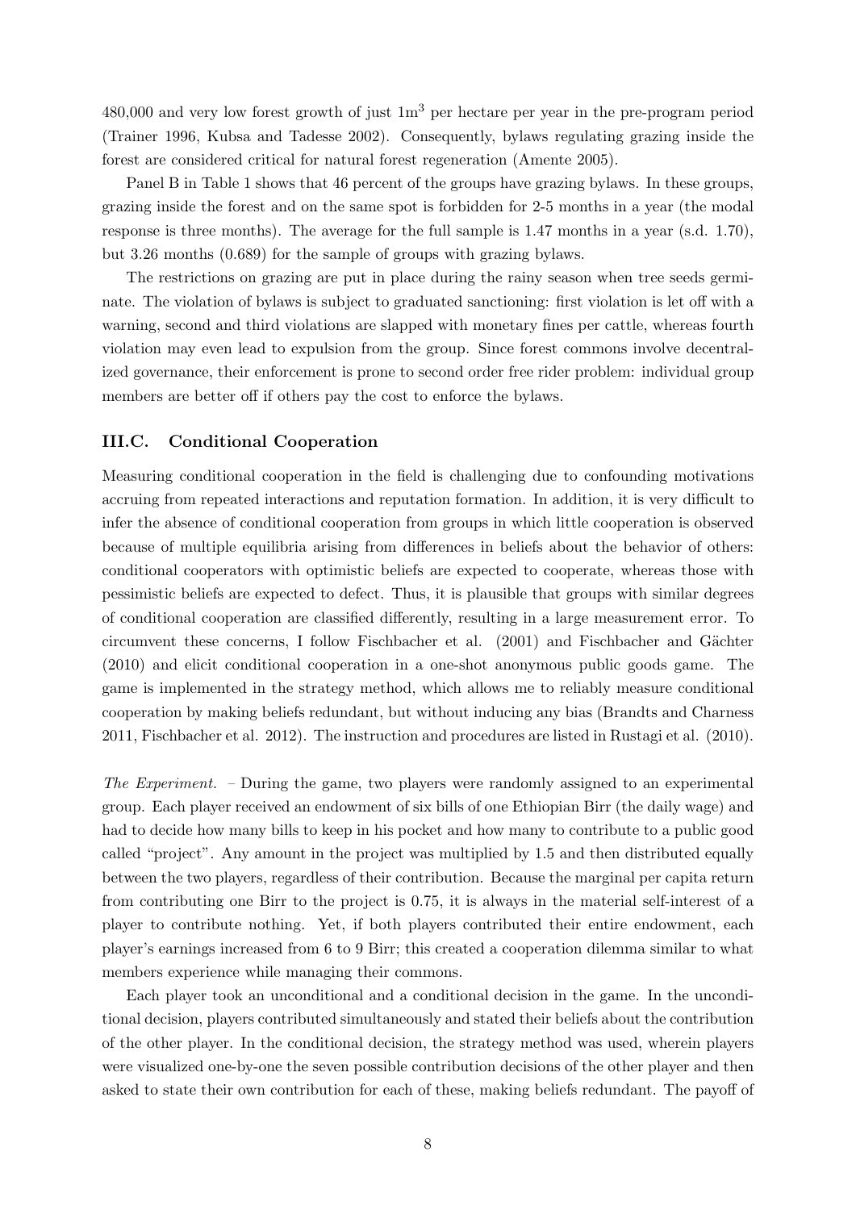480,000 and very low forest growth of just $1\text{m}^3$ per hectare per year in the pre-program period (Trainer 1996, Kubsa and Tadesse 2002). Consequently, bylaws regulating grazing inside the forest are considered critical for natural forest regeneration (Amente 2005).

Panel B in Table 1 shows that 46 percent of the groups have grazing bylaws. In these groups, grazing inside the forest and on the same spot is forbidden for 2-5 months in a year (the modal response is three months). The average for the full sample is 1.47 months in a year (s.d. 1.70), but 3.26 months (0.689) for the sample of groups with grazing bylaws.

The restrictions on grazing are put in place during the rainy season when tree seeds germinate. The violation of bylaws is subject to graduated sanctioning: first violation is let off with a warning, second and third violations are slapped with monetary fines per cattle, whereas fourth violation may even lead to expulsion from the group. Since forest commons involve decentralized governance, their enforcement is prone to second order free rider problem: individual group members are better off if others pay the cost to enforce the bylaws.

### III.C. Conditional Cooperation

Measuring conditional cooperation in the field is challenging due to confounding motivations accruing from repeated interactions and reputation formation. In addition, it is very difficult to infer the absence of conditional cooperation from groups in which little cooperation is observed because of multiple equilibria arising from differences in beliefs about the behavior of others: conditional cooperators with optimistic beliefs are expected to cooperate, whereas those with pessimistic beliefs are expected to defect. Thus, it is plausible that groups with similar degrees of conditional cooperation are classified differently, resulting in a large measurement error. To circumvent these concerns, I follow Fischbacher et al. (2001) and Fischbacher and Gächter (2010) and elicit conditional cooperation in a one-shot anonymous public goods game. The game is implemented in the strategy method, which allows me to reliably measure conditional cooperation by making beliefs redundant, but without inducing any bias (Brandts and Charness 2011, Fischbacher et al. 2012). The instruction and procedures are listed in Rustagi et al. (2010).

*The Experiment.* – During the game, two players were randomly assigned to an experimental group. Each player received an endowment of six bills of one Ethiopian Birr (the daily wage) and had to decide how many bills to keep in his pocket and how many to contribute to a public good called "project". Any amount in the project was multiplied by 1.5 and then distributed equally between the two players, regardless of their contribution. Because the marginal per capita return from contributing one Birr to the project is 0.75, it is always in the material self-interest of a player to contribute nothing. Yet, if both players contributed their entire endowment, each player's earnings increased from 6 to 9 Birr; this created a cooperation dilemma similar to what members experience while managing their commons.

Each player took an unconditional and a conditional decision in the game. In the unconditional decision, players contributed simultaneously and stated their beliefs about the contribution of the other player. In the conditional decision, the strategy method was used, wherein players were visualized one-by-one the seven possible contribution decisions of the other player and then asked to state their own contribution for each of these, making beliefs redundant. The payoff of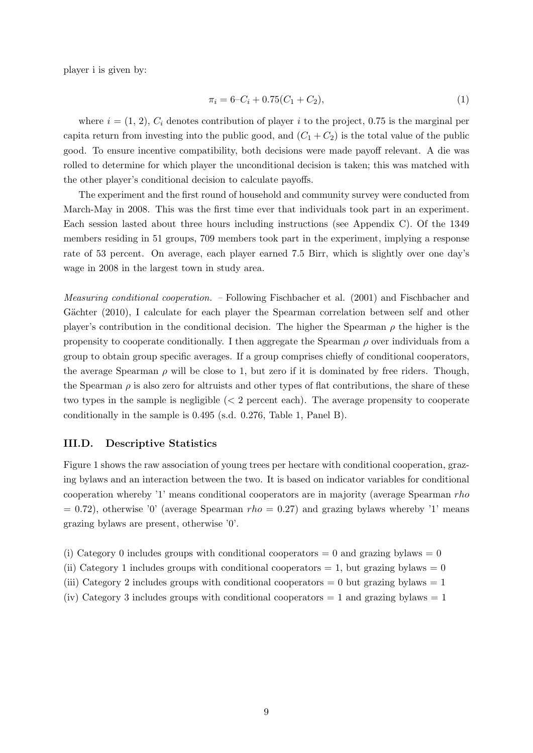player i is given by:

$$\pi_i = 6 – C_i + 0.75(C_1 + C_2), \tag{1}$$

where $i = (1, 2)$, $C_i$ denotes contribution of player $i$ to the project, 0.75 is the marginal per capita return from investing into the public good, and $(C_1 + C_2)$ is the total value of the public good. To ensure incentive compatibility, both decisions were made payoff relevant. A die was rolled to determine for which player the unconditional decision is taken; this was matched with the other player's conditional decision to calculate payoffs.

The experiment and the first round of household and community survey were conducted from March-May in 2008. This was the first time ever that individuals took part in an experiment. Each session lasted about three hours including instructions (see Appendix C). Of the 1349 members residing in 51 groups, 709 members took part in the experiment, implying a response rate of 53 percent. On average, each player earned 7.5 Birr, which is slightly over one day's wage in 2008 in the largest town in study area.

*Measuring conditional cooperation.* – Following Fischbacher et al. (2001) and Fischbacher and Gächter (2010), I calculate for each player the Spearman correlation between self and other player's contribution in the conditional decision. The higher the Spearman $\rho$ the higher is the propensity to cooperate conditionally. I then aggregate the Spearman $\rho$ over individuals from a group to obtain group specific averages. If a group comprises chiefly of conditional cooperators, the average Spearman $\rho$ will be close to 1, but zero if it is dominated by free riders. Though, the Spearman $\rho$ is also zero for altruists and other types of flat contributions, the share of these two types in the sample is negligible (< 2 percent each). The average propensity to cooperate conditionally in the sample is 0.495 (s.d. 0.276, Table 1, Panel B).

### III.D. Descriptive Statistics

Figure 1 shows the raw association of young trees per hectare with conditional cooperation, grazing bylaws and an interaction between the two. It is based on indicator variables for conditional cooperation whereby '1' means conditional cooperators are in majority (average Spearman *rho* = 0.72), otherwise '0' (average Spearman *rho* = 0.27) and grazing bylaws whereby '1' means grazing bylaws are present, otherwise '0'.

(i) Category 0 includes groups with conditional cooperators = 0 and grazing bylaws = 0
(ii) Category 1 includes groups with conditional cooperators = 1, but grazing bylaws = 0
(iii) Category 2 includes groups with conditional cooperators = 0 but grazing bylaws = 1
(iv) Category 3 includes groups with conditional cooperators = 1 and grazing bylaws = 1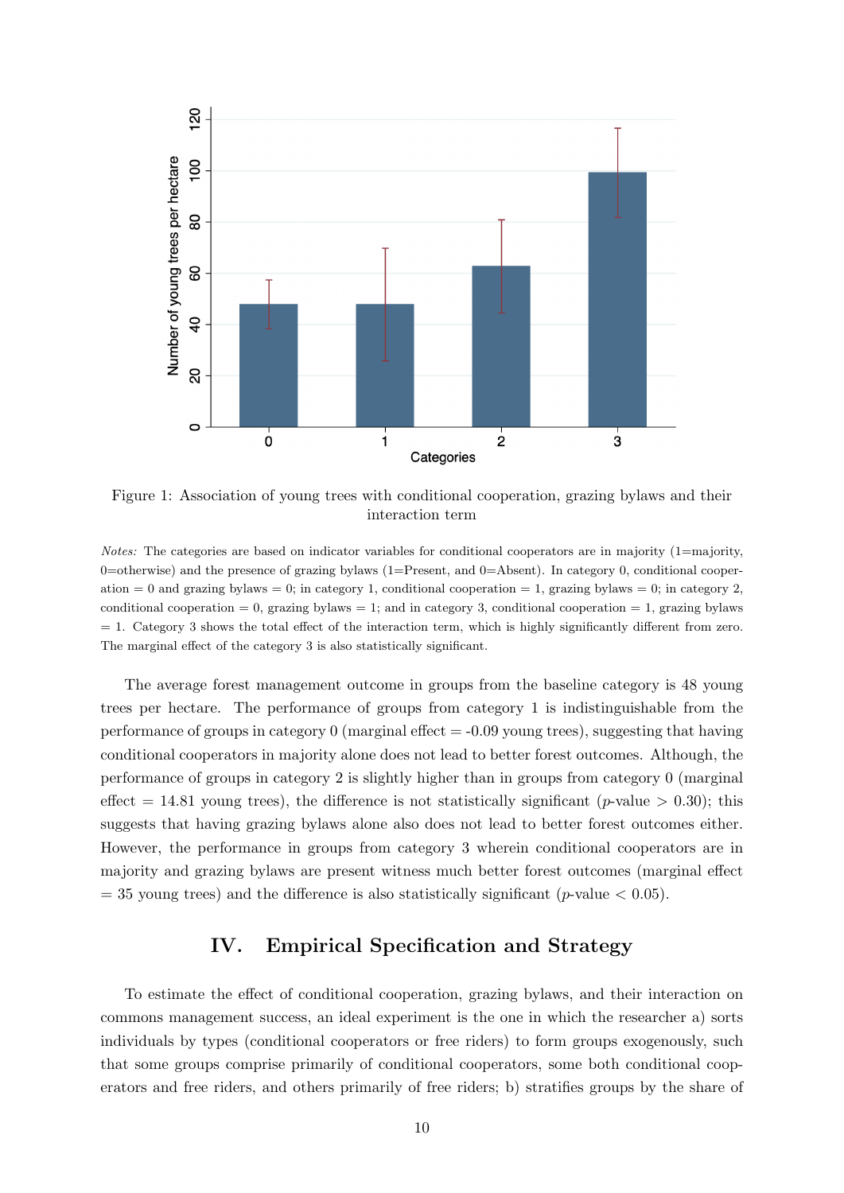Figure 1: Association of young trees with conditional cooperation, grazing bylaws and their interaction term

*Notes:* The categories are based on indicator variables for conditional cooperators are in majority (1=majority, 0=otherwise) and the presence of grazing bylaws (1=Present, and 0=Absent). In category 0, conditional cooperation = 0 and grazing bylaws = 0; in category 1, conditional cooperation = 1, grazing bylaws = 0; in category 2, conditional cooperation = 0, grazing bylaws = 1; and in category 3, conditional cooperation = 1, grazing bylaws = 1. Category 3 shows the total effect of the interaction term, which is highly significantly different from zero. The marginal effect of the category 3 is also statistically significant.

The average forest management outcome in groups from the baseline category is 48 young trees per hectare. The performance of groups from category 1 is indistinguishable from the performance of groups in category 0 (marginal effect = -0.09 young trees), suggesting that having conditional cooperators in majority alone does not lead to better forest outcomes. Although, the performance of groups in category 2 is slightly higher than in groups from category 0 (marginal effect = 14.81 young trees), the difference is not statistically significant ($p$-value $> 0.30$); this suggests that having grazing bylaws alone also does not lead to better forest outcomes either. However, the performance in groups from category 3 wherein conditional cooperators are in majority and grazing bylaws are present witness much better forest outcomes (marginal effect = 35 young trees) and the difference is also statistically significant ($p$-value $< 0.05$).

## IV. Empirical Specification and Strategy

To estimate the effect of conditional cooperation, grazing bylaws, and their interaction on commons management success, an ideal experiment is the one in which the researcher a) sorts individuals by types (conditional cooperators or free riders) to form groups exogenously, such that some groups comprise primarily of conditional cooperators, some both conditional cooperators and free riders, and others primarily of free riders; b) stratifies groups by the share of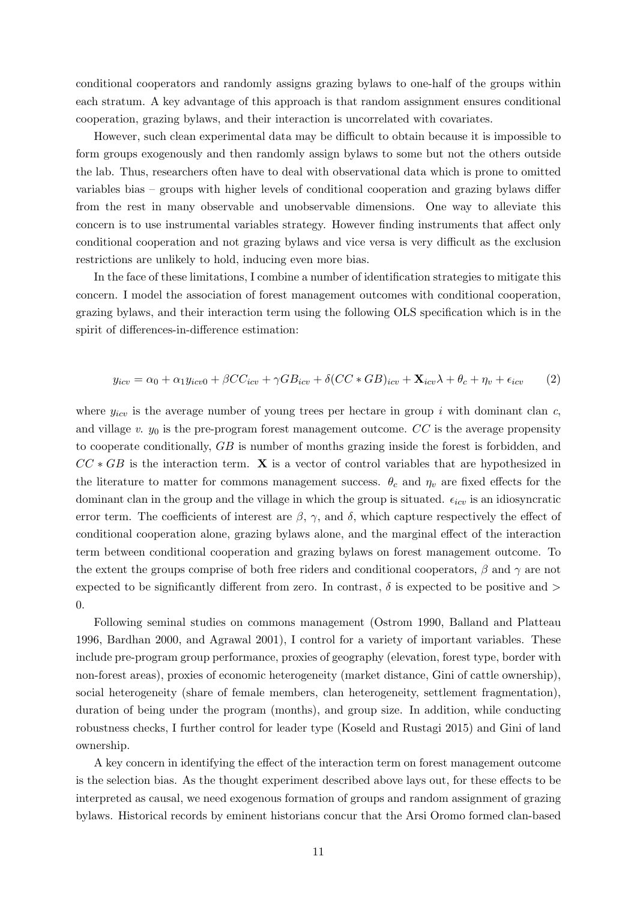conditional cooperators and randomly assigns grazing bylaws to one-half of the groups within each stratum. A key advantage of this approach is that random assignment ensures conditional cooperation, grazing bylaws, and their interaction is uncorrelated with covariates.

However, such clean experimental data may be difficult to obtain because it is impossible to form groups exogenously and then randomly assign bylaws to some but not the others outside the lab. Thus, researchers often have to deal with observational data which is prone to omitted variables bias – groups with higher levels of conditional cooperation and grazing bylaws differ from the rest in many observable and unobservable dimensions. One way to alleviate this concern is to use instrumental variables strategy. However finding instruments that affect only conditional cooperation and not grazing bylaws and vice versa is very difficult as the exclusion restrictions are unlikely to hold, inducing even more bias.

In the face of these limitations, I combine a number of identification strategies to mitigate this concern. I model the association of forest management outcomes with conditional cooperation, grazing bylaws, and their interaction term using the following OLS specification which is in the spirit of differences-in-difference estimation:

$$y_{icv} = \alpha_0 + \alpha_1 y_{icv0} + \beta CC_{icv} + \gamma GB_{icv} + \delta (CC * GB)_{icv} + \mathbf{X}_{icv}\lambda + \theta_c + \eta_v + \epsilon_{icv} \tag{2}$$

where $y_{icv}$ is the average number of young trees per hectare in group $i$ with dominant clan $c$, and village $v$. $y_0$ is the pre-program forest management outcome. $CC$ is the average propensity to cooperate conditionally, $GB$ is number of months grazing inside the forest is forbidden, and $CC * GB$ is the interaction term. $\mathbf{X}$ is a vector of control variables that are hypothesized in the literature to matter for commons management success. $\theta_c$ and $\eta_v$ are fixed effects for the dominant clan in the group and the village in which the group is situated. $\epsilon_{icv}$ is an idiosyncratic error term. The coefficients of interest are $\beta$, $\gamma$, and $\delta$, which capture respectively the effect of conditional cooperation alone, grazing bylaws alone, and the marginal effect of the interaction term between conditional cooperation and grazing bylaws on forest management outcome. To the extent the groups comprise of both free riders and conditional cooperators, $\beta$ and $\gamma$ are not expected to be significantly different from zero. In contrast, $\delta$ is expected to be positive and $>$ 0.

Following seminal studies on commons management (Ostrom 1990, Balland and Platteau 1996, Bardhan 2000, and Agrawal 2001), I control for a variety of important variables. These include pre-program group performance, proxies of geography (elevation, forest type, border with non-forest areas), proxies of economic heterogeneity (market distance, Gini of cattle ownership), social heterogeneity (share of female members, clan heterogeneity, settlement fragmentation), duration of being under the program (months), and group size. In addition, while conducting robustness checks, I further control for leader type (Koseld and Rustagi 2015) and Gini of land ownership.

A key concern in identifying the effect of the interaction term on forest management outcome is the selection bias. As the thought experiment described above lays out, for these effects to be interpreted as causal, we need exogenous formation of groups and random assignment of grazing bylaws. Historical records by eminent historians concur that the Arsi Oromo formed clan-based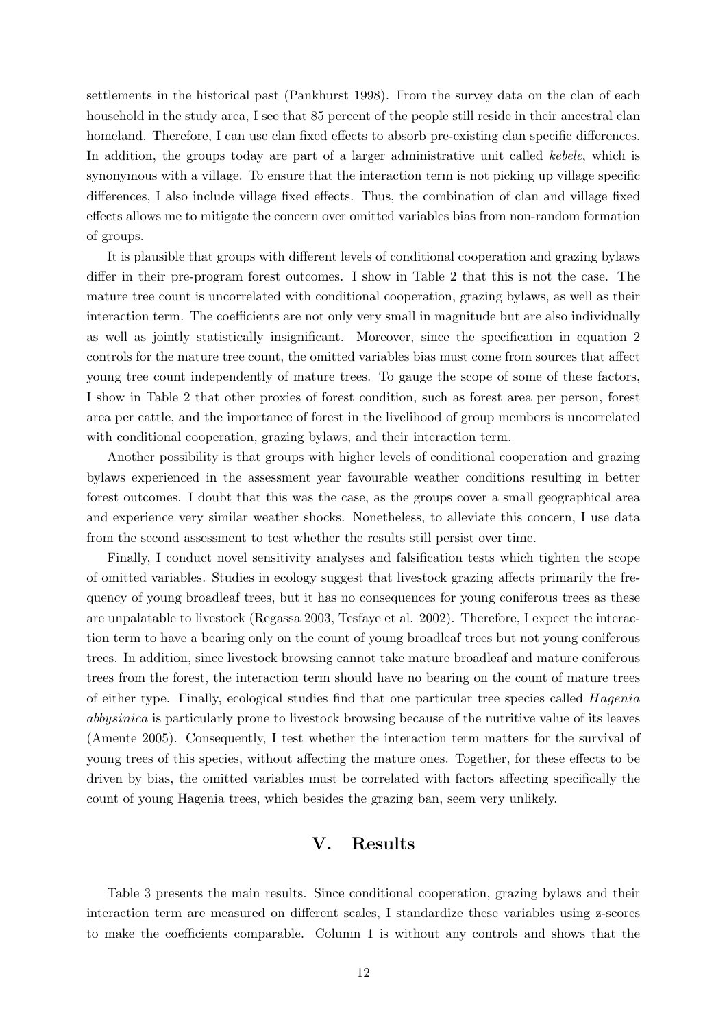settlements in the historical past (Pankhurst 1998). From the survey data on the clan of each household in the study area, I see that 85 percent of the people still reside in their ancestral clan homeland. Therefore, I can use clan fixed effects to absorb pre-existing clan specific differences. In addition, the groups today are part of a larger administrative unit called *kebele*, which is synonymous with a village. To ensure that the interaction term is not picking up village specific differences, I also include village fixed effects. Thus, the combination of clan and village fixed effects allows me to mitigate the concern over omitted variables bias from non-random formation of groups.

It is plausible that groups with different levels of conditional cooperation and grazing bylaws differ in their pre-program forest outcomes. I show in Table 2 that this is not the case. The mature tree count is uncorrelated with conditional cooperation, grazing bylaws, as well as their interaction term. The coefficients are not only very small in magnitude but are also individually as well as jointly statistically insignificant. Moreover, since the specification in equation 2 controls for the mature tree count, the omitted variables bias must come from sources that affect young tree count independently of mature trees. To gauge the scope of some of these factors, I show in Table 2 that other proxies of forest condition, such as forest area per person, forest area per cattle, and the importance of forest in the livelihood of group members is uncorrelated with conditional cooperation, grazing bylaws, and their interaction term.

Another possibility is that groups with higher levels of conditional cooperation and grazing bylaws experienced in the assessment year favourable weather conditions resulting in better forest outcomes. I doubt that this was the case, as the groups cover a small geographical area and experience very similar weather shocks. Nonetheless, to alleviate this concern, I use data from the second assessment to test whether the results still persist over time.

Finally, I conduct novel sensitivity analyses and falsification tests which tighten the scope of omitted variables. Studies in ecology suggest that livestock grazing affects primarily the frequency of young broadleaf trees, but it has no consequences for young coniferous trees as these are unpalatable to livestock (Regassa 2003, Tesfaye et al. 2002). Therefore, I expect the interaction term to have a bearing only on the count of young broadleaf trees but not young coniferous trees. In addition, since livestock browsing cannot take mature broadleaf and mature coniferous trees from the forest, the interaction term should have no bearing on the count of mature trees of either type. Finally, ecological studies find that one particular tree species called *Hagenia abbysinica* is particularly prone to livestock browsing because of the nutritive value of its leaves (Amente 2005). Consequently, I test whether the interaction term matters for the survival of young trees of this species, without affecting the mature ones. Together, for these effects to be driven by bias, the omitted variables must be correlated with factors affecting specifically the count of young Hagenia trees, which besides the grazing ban, seem very unlikely.

## V. Results

Table 3 presents the main results. Since conditional cooperation, grazing bylaws and their interaction term are measured on different scales, I standardize these variables using z-scores to make the coefficients comparable. Column 1 is without any controls and shows that the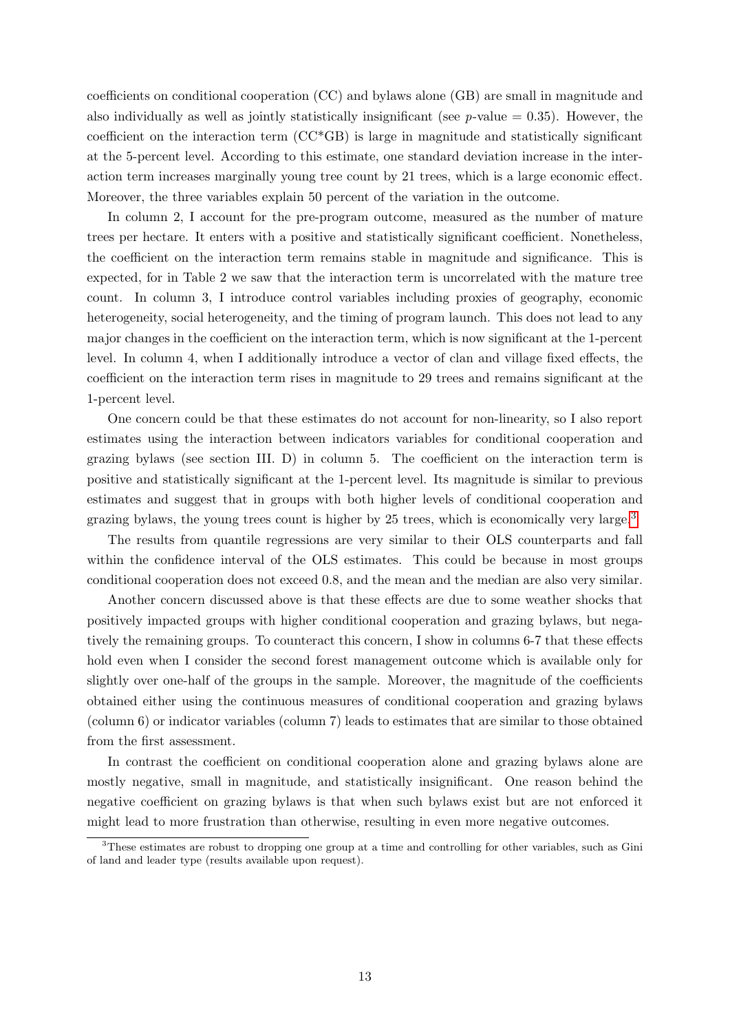coefficients on conditional cooperation (CC) and bylaws alone (GB) are small in magnitude and also individually as well as jointly statistically insignificant (see $p$-value = 0.35). However, the coefficient on the interaction term (CC*GB) is large in magnitude and statistically significant at the 5-percent level. According to this estimate, one standard deviation increase in the interaction term increases marginally young tree count by 21 trees, which is a large economic effect. Moreover, the three variables explain 50 percent of the variation in the outcome.

In column 2, I account for the pre-program outcome, measured as the number of mature trees per hectare. It enters with a positive and statistically significant coefficient. Nonetheless, the coefficient on the interaction term remains stable in magnitude and significance. This is expected, for in Table 2 we saw that the interaction term is uncorrelated with the mature tree count. In column 3, I introduce control variables including proxies of geography, economic heterogeneity, social heterogeneity, and the timing of program launch. This does not lead to any major changes in the coefficient on the interaction term, which is now significant at the 1-percent level. In column 4, when I additionally introduce a vector of clan and village fixed effects, the coefficient on the interaction term rises in magnitude to 29 trees and remains significant at the 1-percent level.

One concern could be that these estimates do not account for non-linearity, so I also report estimates using the interaction between indicators variables for conditional cooperation and grazing bylaws (see section III. D) in column 5. The coefficient on the interaction term is positive and statistically significant at the 1-percent level. Its magnitude is similar to previous estimates and suggest that in groups with both higher levels of conditional cooperation and grazing bylaws, the young trees count is higher by 25 trees, which is economically very large.[3]

The results from quantile regressions are very similar to their OLS counterparts and fall within the confidence interval of the OLS estimates. This could be because in most groups conditional cooperation does not exceed 0.8, and the mean and the median are also very similar.

Another concern discussed above is that these effects are due to some weather shocks that positively impacted groups with higher conditional cooperation and grazing bylaws, but negatively the remaining groups. To counteract this concern, I show in columns 6-7 that these effects hold even when I consider the second forest management outcome which is available only for slightly over one-half of the groups in the sample. Moreover, the magnitude of the coefficients obtained either using the continuous measures of conditional cooperation and grazing bylaws (column 6) or indicator variables (column 7) leads to estimates that are similar to those obtained from the first assessment.

In contrast the coefficient on conditional cooperation alone and grazing bylaws alone are mostly negative, small in magnitude, and statistically insignificant. One reason behind the negative coefficient on grazing bylaws is that when such bylaws exist but are not enforced it might lead to more frustration than otherwise, resulting in even more negative outcomes.

[3] These estimates are robust to dropping one group at a time and controlling for other variables, such as Gini of land and leader type (results available upon request).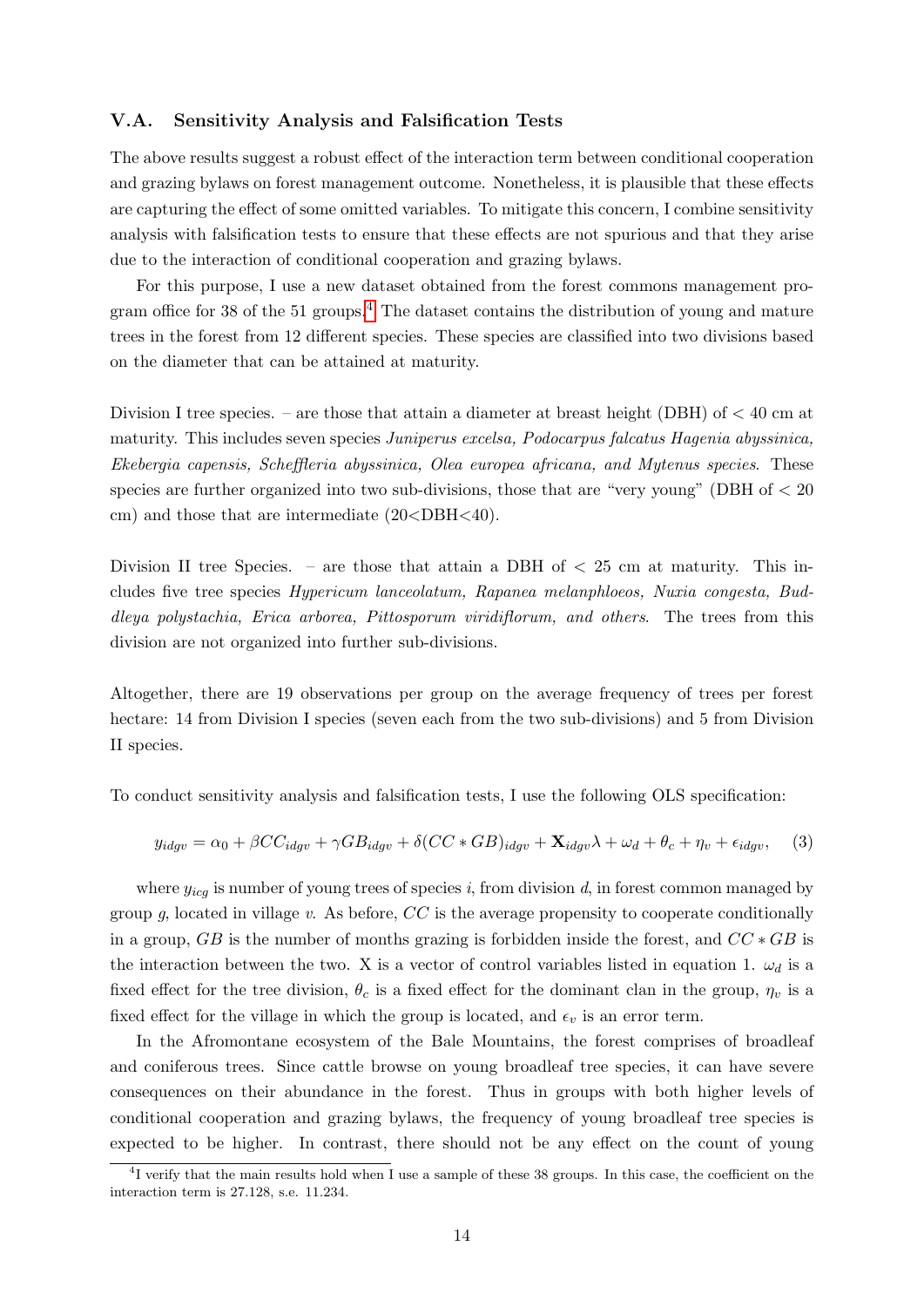### V.A. Sensitivity Analysis and Falsification Tests

The above results suggest a robust effect of the interaction term between conditional cooperation and grazing bylaws on forest management outcome. Nonetheless, it is plausible that these effects are capturing the effect of some omitted variables. To mitigate this concern, I combine sensitivity analysis with falsification tests to ensure that these effects are not spurious and that they arise due to the interaction of conditional cooperation and grazing bylaws.

For this purpose, I use a new dataset obtained from the forest commons management program office for 38 of the 51 groups.[4] The dataset contains the distribution of young and mature trees in the forest from 12 different species. These species are classified into two divisions based on the diameter that can be attained at maturity.

Division I tree species. – are those that attain a diameter at breast height (DBH) of < 40 cm at maturity. This includes seven species *Juniperus excelsa, Podocarpus falcatus Hagenia abyssinica, Ekebergia capensis, Schefflera abyssinica, Olea europea africana, and Mytenus species*. These species are further organized into two sub-divisions, those that are "very young" (DBH of < 20 cm) and those that are intermediate (20<DBH<40).

Division II tree Species. – are those that attain a DBH of < 25 cm at maturity. This includes five tree species *Hypericum lanceolatum, Rapanea melanphloeos, Nuxia congesta, Buddleya polystachia, Erica arborea, Pittosporum viridiflorum, and others*. The trees from this division are not organized into further sub-divisions.

Altogether, there are 19 observations per group on the average frequency of trees per forest hectare: 14 from Division I species (seven each from the two sub-divisions) and 5 from Division II species.

To conduct sensitivity analysis and falsification tests, I use the following OLS specification:

$$y_{idgv} = \alpha_0 + \beta CC_{idgv} + \gamma GB_{idgv} + \delta(CC * GB)_{idgv} + \mathbf{X}_{idgv}\lambda + \omega_d + \theta_c + \eta_v + \epsilon_{idgv}, \quad (3)$$

where $y_{icg}$ is number of young trees of species $i$, from division $d$, in forest common managed by group $g$, located in village $v$. As before, $CC$ is the average propensity to cooperate conditionally in a group, $GB$ is the number of months grazing is forbidden inside the forest, and $CC * GB$ is the interaction between the two. X is a vector of control variables listed in equation 1. $\omega_d$ is a fixed effect for the tree division, $\theta_c$ is a fixed effect for the dominant clan in the group, $\eta_v$ is a fixed effect for the village in which the group is located, and $\epsilon_v$ is an error term.

In the Afromontane ecosystem of the Bale Mountains, the forest comprises of broadleaf and coniferous trees. Since cattle browse on young broadleaf tree species, it can have severe consequences on their abundance in the forest. Thus in groups with both higher levels of conditional cooperation and grazing bylaws, the frequency of young broadleaf tree species is expected to be higher. In contrast, there should not be any effect on the count of young

[4] I verify that the main results hold when I use a sample of these 38 groups. In this case, the coefficient on the interaction term is 27.128, s.e. 11.234.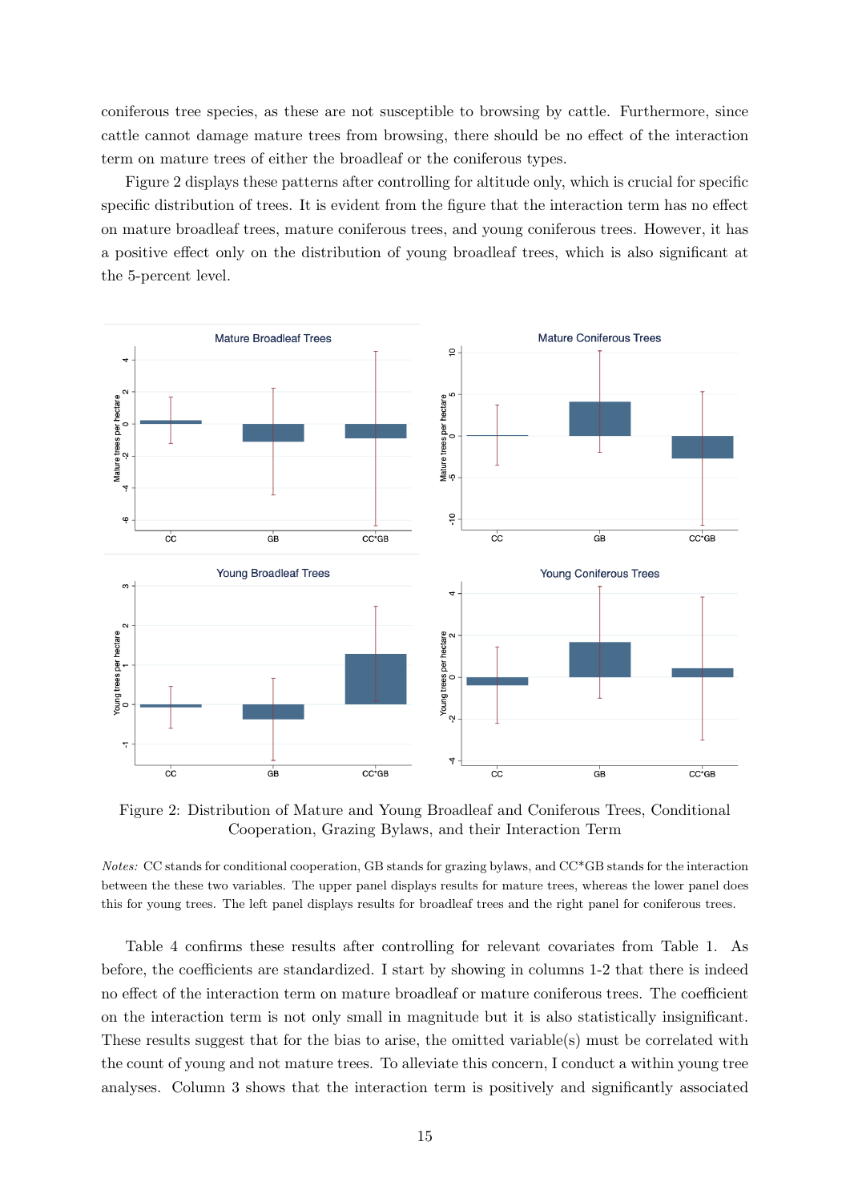coniferous tree species, as these are not susceptible to browsing by cattle. Furthermore, since cattle cannot damage mature trees from browsing, there should be no effect of the interaction term on mature trees of either the broadleaf or the coniferous types.

Figure 2 displays these patterns after controlling for altitude only, which is crucial for specific specific distribution of trees. It is evident from the figure that the interaction term has no effect on mature broadleaf trees, mature coniferous trees, and young coniferous trees. However, it has a positive effect only on the distribution of young broadleaf trees, which is also significant at the 5-percent level.

Figure 2: Distribution of Mature and Young Broadleaf and Coniferous Trees, Conditional Cooperation, Grazing Bylaws, and their Interaction Term

*Notes:* CC stands for conditional cooperation, GB stands for grazing bylaws, and CC*GB stands for the interaction between the these two variables. The upper panel displays results for mature trees, whereas the lower panel does this for young trees. The left panel displays results for broadleaf trees and the right panel for coniferous trees.

Table 4 confirms these results after controlling for relevant covariates from Table 1. As before, the coefficients are standardized. I start by showing in columns 1-2 that there is indeed no effect of the interaction term on mature broadleaf or mature coniferous trees. The coefficient on the interaction term is not only small in magnitude but it is also statistically insignificant. These results suggest that for the bias to arise, the omitted variable(s) must be correlated with the count of young and not mature trees. To alleviate this concern, I conduct a within young tree analyses. Column 3 shows that the interaction term is positively and significantly associated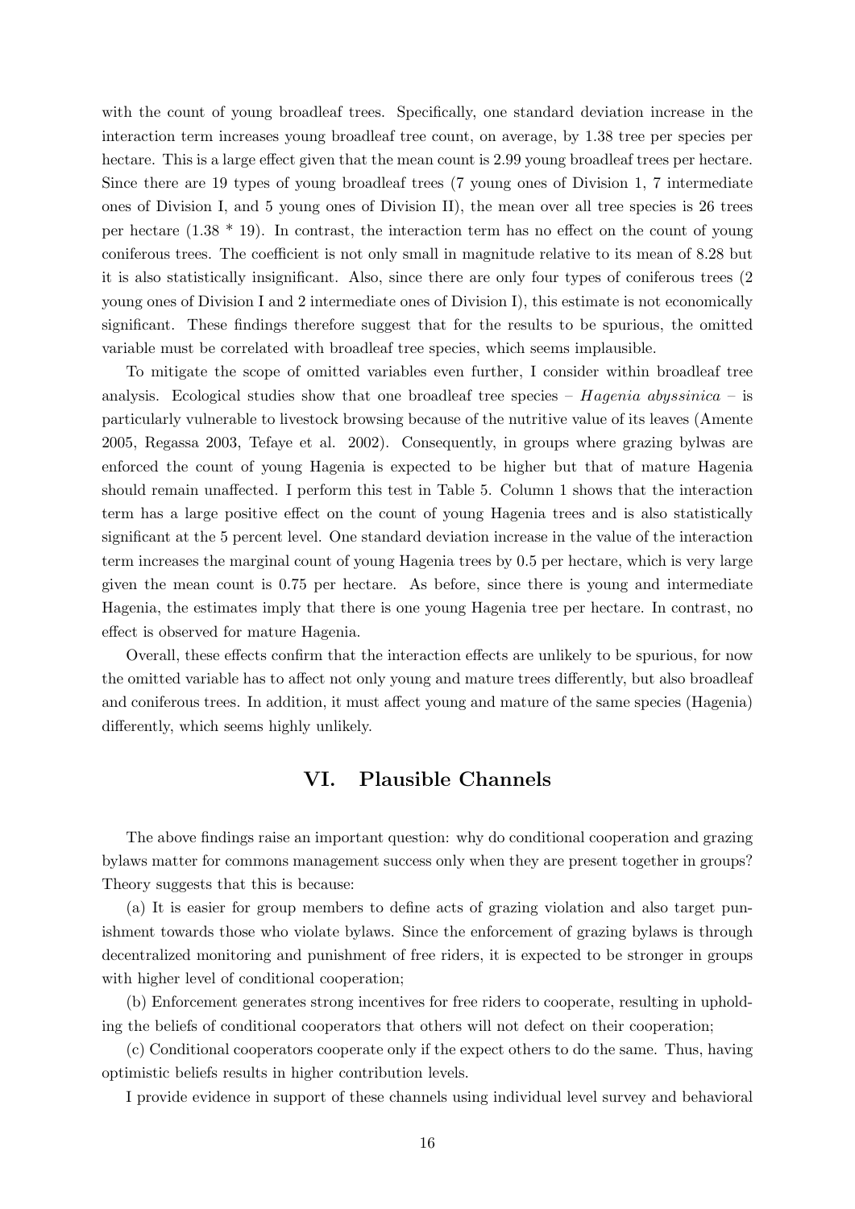with the count of young broadleaf trees. Specifically, one standard deviation increase in the interaction term increases young broadleaf tree count, on average, by 1.38 tree per species per hectare. This is a large effect given that the mean count is 2.99 young broadleaf trees per hectare. Since there are 19 types of young broadleaf trees (7 young ones of Division 1, 7 intermediate ones of Division I, and 5 young ones of Division II), the mean over all tree species is 26 trees per hectare (1.38 * 19). In contrast, the interaction term has no effect on the count of young coniferous trees. The coefficient is not only small in magnitude relative to its mean of 8.28 but it is also statistically insignificant. Also, since there are only four types of coniferous trees (2 young ones of Division I and 2 intermediate ones of Division I), this estimate is not economically significant. These findings therefore suggest that for the results to be spurious, the omitted variable must be correlated with broadleaf tree species, which seems implausible.

To mitigate the scope of omitted variables even further, I consider within broadleaf tree analysis. Ecological studies show that one broadleaf tree species – *Hagenia abyssinica* – is particularly vulnerable to livestock browsing because of the nutritive value of its leaves (Amente 2005, Regassa 2003, Tefaye et al. 2002). Consequently, in groups where grazing bylwas are enforced the count of young Hagenia is expected to be higher but that of mature Hagenia should remain unaffected. I perform this test in Table 5. Column 1 shows that the interaction term has a large positive effect on the count of young Hagenia trees and is also statistically significant at the 5 percent level. One standard deviation increase in the value of the interaction term increases the marginal count of young Hagenia trees by 0.5 per hectare, which is very large given the mean count is 0.75 per hectare. As before, since there is young and intermediate Hagenia, the estimates imply that there is one young Hagenia tree per hectare. In contrast, no effect is observed for mature Hagenia.

Overall, these effects confirm that the interaction effects are unlikely to be spurious, for now the omitted variable has to affect not only young and mature trees differently, but also broadleaf and coniferous trees. In addition, it must affect young and mature of the same species (Hagenia) differently, which seems highly unlikely.

## VI. Plausible Channels

The above findings raise an important question: why do conditional cooperation and grazing bylaws matter for commons management success only when they are present together in groups? Theory suggests that this is because:

(a) It is easier for group members to define acts of grazing violation and also target punishment towards those who violate bylaws. Since the enforcement of grazing bylaws is through decentralized monitoring and punishment of free riders, it is expected to be stronger in groups with higher level of conditional cooperation;

(b) Enforcement generates strong incentives for free riders to cooperate, resulting in upholding the beliefs of conditional cooperators that others will not defect on their cooperation;

(c) Conditional cooperators cooperate only if the expect others to do the same. Thus, having optimistic beliefs results in higher contribution levels.

I provide evidence in support of these channels using individual level survey and behavioral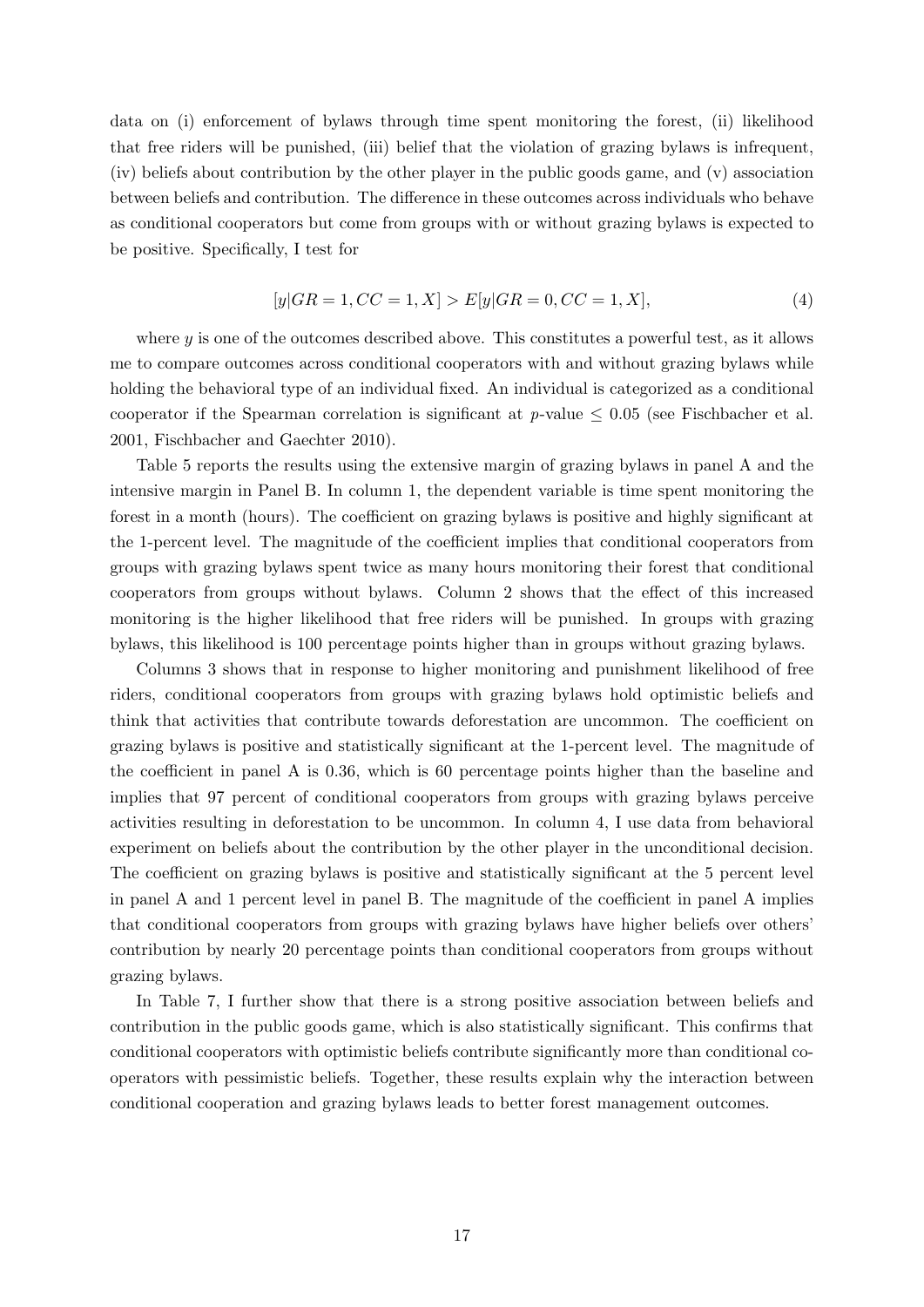data on (i) enforcement of bylaws through time spent monitoring the forest, (ii) likelihood that free riders will be punished, (iii) belief that the violation of grazing bylaws is infrequent, (iv) beliefs about contribution by the other player in the public goods game, and (v) association between beliefs and contribution. The difference in these outcomes across individuals who behave as conditional cooperators but come from groups with or without grazing bylaws is expected to be positive. Specifically, I test for

$$[y|GR = 1, CC = 1, X] > E[y|GR = 0, CC = 1, X], \tag{4}$$

where $y$ is one of the outcomes described above. This constitutes a powerful test, as it allows me to compare outcomes across conditional cooperators with and without grazing bylaws while holding the behavioral type of an individual fixed. An individual is categorized as a conditional cooperator if the Spearman correlation is significant at $p$-value $\leq 0.05$ (see Fischbacher et al. 2001, Fischbacher and Gaechter 2010).

Table 5 reports the results using the extensive margin of grazing bylaws in panel A and the intensive margin in Panel B. In column 1, the dependent variable is time spent monitoring the forest in a month (hours). The coefficient on grazing bylaws is positive and highly significant at the 1-percent level. The magnitude of the coefficient implies that conditional cooperators from groups with grazing bylaws spent twice as many hours monitoring their forest that conditional cooperators from groups without bylaws. Column 2 shows that the effect of this increased monitoring is the higher likelihood that free riders will be punished. In groups with grazing bylaws, this likelihood is 100 percentage points higher than in groups without grazing bylaws.

Columns 3 shows that in response to higher monitoring and punishment likelihood of free riders, conditional cooperators from groups with grazing bylaws hold optimistic beliefs and think that activities that contribute towards deforestation are uncommon. The coefficient on grazing bylaws is positive and statistically significant at the 1-percent level. The magnitude of the coefficient in panel A is 0.36, which is 60 percentage points higher than the baseline and implies that 97 percent of conditional cooperators from groups with grazing bylaws perceive activities resulting in deforestation to be uncommon. In column 4, I use data from behavioral experiment on beliefs about the contribution by the other player in the unconditional decision. The coefficient on grazing bylaws is positive and statistically significant at the 5 percent level in panel A and 1 percent level in panel B. The magnitude of the coefficient in panel A implies that conditional cooperators from groups with grazing bylaws have higher beliefs over others' contribution by nearly 20 percentage points than conditional cooperators from groups without grazing bylaws.

In Table 7, I further show that there is a strong positive association between beliefs and contribution in the public goods game, which is also statistically significant. This confirms that conditional cooperators with optimistic beliefs contribute significantly more than conditional cooperators with pessimistic beliefs. Together, these results explain why the interaction between conditional cooperation and grazing bylaws leads to better forest management outcomes.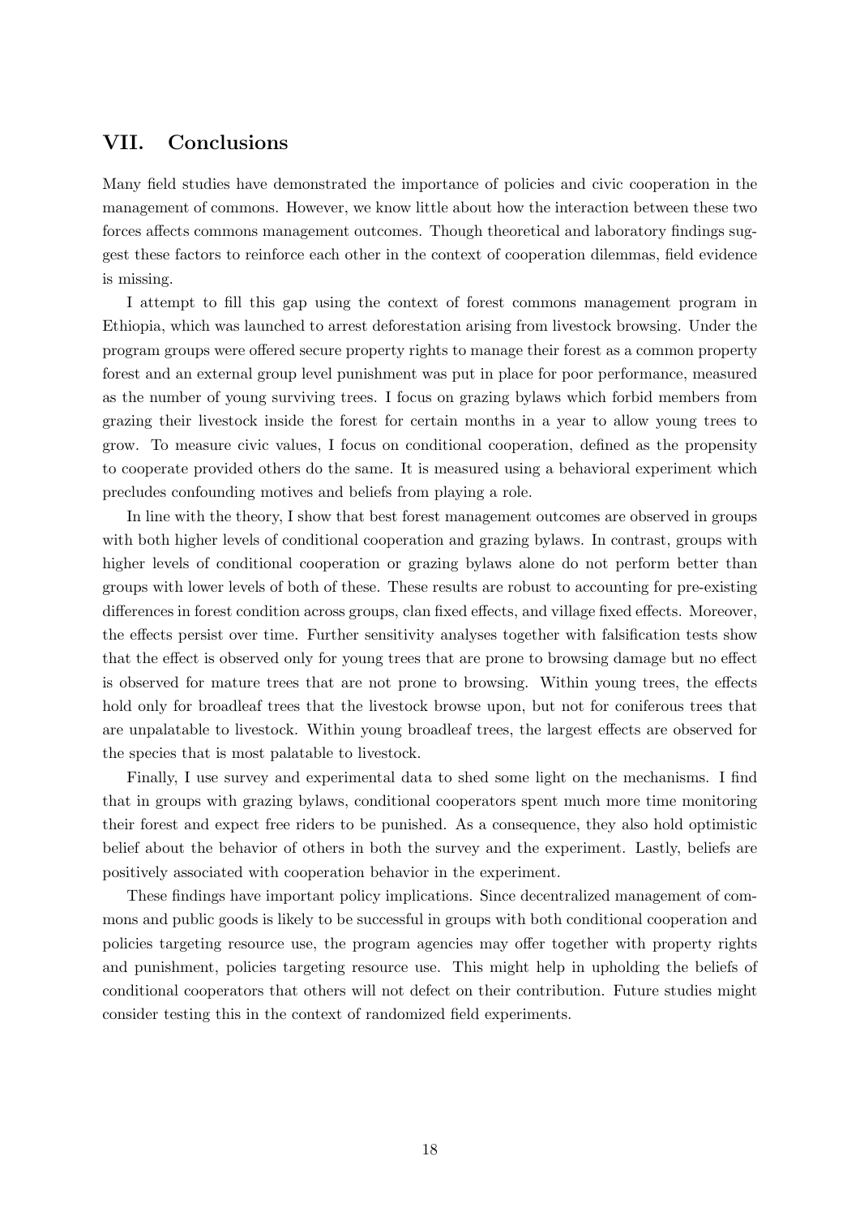## VII. Conclusions

Many field studies have demonstrated the importance of policies and civic cooperation in the management of commons. However, we know little about how the interaction between these two forces affects commons management outcomes. Though theoretical and laboratory findings suggest these factors to reinforce each other in the context of cooperation dilemmas, field evidence is missing.

I attempt to fill this gap using the context of forest commons management program in Ethiopia, which was launched to arrest deforestation arising from livestock browsing. Under the program groups were offered secure property rights to manage their forest as a common property forest and an external group level punishment was put in place for poor performance, measured as the number of young surviving trees. I focus on grazing bylaws which forbid members from grazing their livestock inside the forest for certain months in a year to allow young trees to grow. To measure civic values, I focus on conditional cooperation, defined as the propensity to cooperate provided others do the same. It is measured using a behavioral experiment which precludes confounding motives and beliefs from playing a role.

In line with the theory, I show that best forest management outcomes are observed in groups with both higher levels of conditional cooperation and grazing bylaws. In contrast, groups with higher levels of conditional cooperation or grazing bylaws alone do not perform better than groups with lower levels of both of these. These results are robust to accounting for pre-existing differences in forest condition across groups, clan fixed effects, and village fixed effects. Moreover, the effects persist over time. Further sensitivity analyses together with falsification tests show that the effect is observed only for young trees that are prone to browsing damage but no effect is observed for mature trees that are not prone to browsing. Within young trees, the effects hold only for broadleaf trees that the livestock browse upon, but not for coniferous trees that are unpalatable to livestock. Within young broadleaf trees, the largest effects are observed for the species that is most palatable to livestock.

Finally, I use survey and experimental data to shed some light on the mechanisms. I find that in groups with grazing bylaws, conditional cooperators spent much more time monitoring their forest and expect free riders to be punished. As a consequence, they also hold optimistic belief about the behavior of others in both the survey and the experiment. Lastly, beliefs are positively associated with cooperation behavior in the experiment.

These findings have important policy implications. Since decentralized management of commons and public goods is likely to be successful in groups with both conditional cooperation and policies targeting resource use, the program agencies may offer together with property rights and punishment, policies targeting resource use. This might help in upholding the beliefs of conditional cooperators that others will not defect on their contribution. Future studies might consider testing this in the context of randomized field experiments.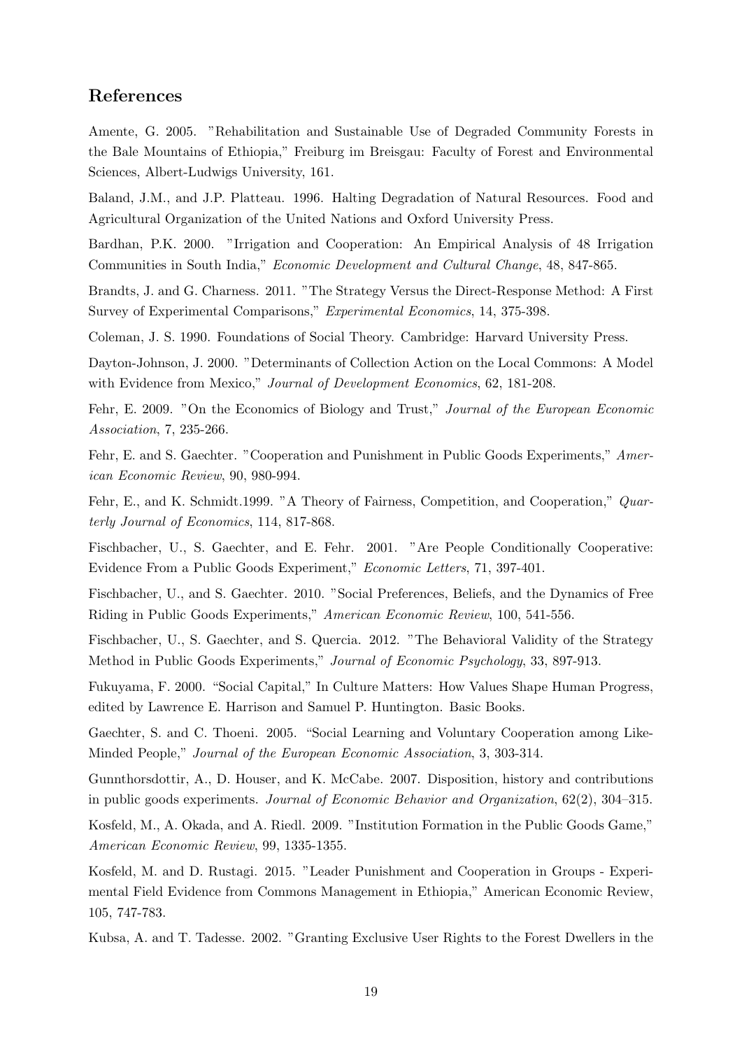## References

Amente, G. 2005. "Rehabilitation and Sustainable Use of Degraded Community Forests in the Bale Mountains of Ethiopia," Freiburg im Breisgau: Faculty of Forest and Environmental Sciences, Albert-Ludwigs University, 161.

Baland, J.M., and J.P. Platteau. 1996. Halting Degradation of Natural Resources. Food and Agricultural Organization of the United Nations and Oxford University Press.

Bardhan, P.K. 2000. "Irrigation and Cooperation: An Empirical Analysis of 48 Irrigation Communities in South India," *Economic Development and Cultural Change*, 48, 847-865.

Brandts, J. and G. Charness. 2011. "The Strategy Versus the Direct-Response Method: A First Survey of Experimental Comparisons," *Experimental Economics*, 14, 375-398.

Coleman, J. S. 1990. Foundations of Social Theory. Cambridge: Harvard University Press.

Dayton-Johnson, J. 2000. "Determinants of Collection Action on the Local Commons: A Model with Evidence from Mexico," *Journal of Development Economics*, 62, 181-208.

Fehr, E. 2009. "On the Economics of Biology and Trust," *Journal of the European Economic Association*, 7, 235-266.

Fehr, E. and S. Gaechter. "Cooperation and Punishment in Public Goods Experiments," *American Economic Review*, 90, 980-994.

Fehr, E., and K. Schmidt.1999. "A Theory of Fairness, Competition, and Cooperation," *Quarterly Journal of Economics*, 114, 817-868.

Fischbacher, U., S. Gaechter, and E. Fehr. 2001. "Are People Conditionally Cooperative: Evidence From a Public Goods Experiment," *Economic Letters*, 71, 397-401.

Fischbacher, U., and S. Gaechter. 2010. "Social Preferences, Beliefs, and the Dynamics of Free Riding in Public Goods Experiments," *American Economic Review*, 100, 541-556.

Fischbacher, U., S. Gaechter, and S. Quercia. 2012. "The Behavioral Validity of the Strategy Method in Public Goods Experiments," *Journal of Economic Psychology*, 33, 897-913.

Fukuyama, F. 2000. "Social Capital," In Culture Matters: How Values Shape Human Progress, edited by Lawrence E. Harrison and Samuel P. Huntington. Basic Books.

Gaechter, S. and C. Thoeni. 2005. "Social Learning and Voluntary Cooperation among Like-Minded People," *Journal of the European Economic Association*, 3, 303-314.

Gunnthorsdottir, A., D. Houser, and K. McCabe. 2007. Disposition, history and contributions in public goods experiments. *Journal of Economic Behavior and Organization*, 62(2), 304–315.

Kosfeld, M., A. Okada, and A. Riedl. 2009. "Institution Formation in the Public Goods Game," *American Economic Review*, 99, 1335-1355.

Kosfeld, M. and D. Rustagi. 2015. "Leader Punishment and Cooperation in Groups - Experimental Field Evidence from Commons Management in Ethiopia," American Economic Review, 105, 747-783.

Kubsa, A. and T. Tadesse. 2002. "Granting Exclusive User Rights to the Forest Dwellers in the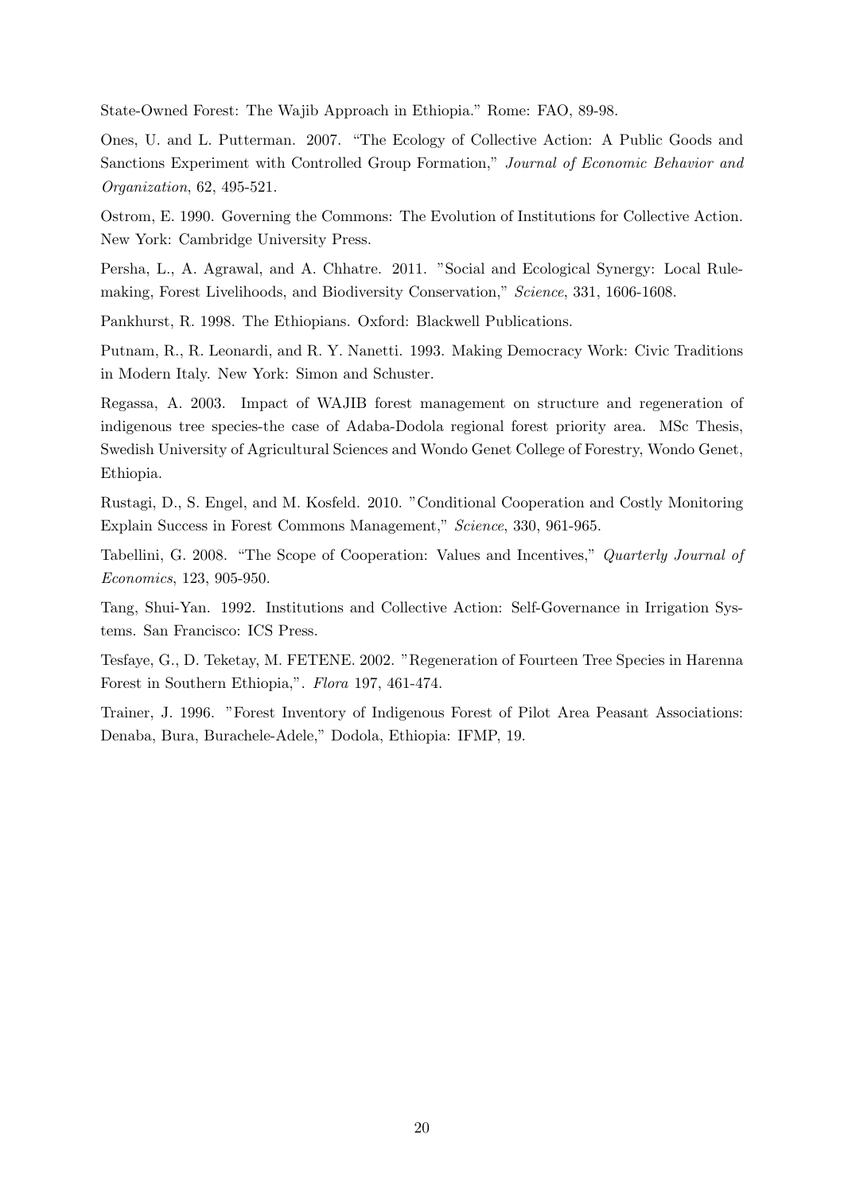State-Owned Forest: The Wajib Approach in Ethiopia." Rome: FAO, 89-98.

Ones, U. and L. Putterman. 2007. "The Ecology of Collective Action: A Public Goods and Sanctions Experiment with Controlled Group Formation," *Journal of Economic Behavior and Organization*, 62, 495-521.

Ostrom, E. 1990. Governing the Commons: The Evolution of Institutions for Collective Action. New York: Cambridge University Press.

Persha, L., A. Agrawal, and A. Chhatre. 2011. "Social and Ecological Synergy: Local Rule-making, Forest Livelihoods, and Biodiversity Conservation," *Science*, 331, 1606-1608.

Pankhurst, R. 1998. The Ethiopians. Oxford: Blackwell Publications.

Putnam, R., R. Leonardi, and R. Y. Nanetti. 1993. Making Democracy Work: Civic Traditions in Modern Italy. New York: Simon and Schuster.

Regassa, A. 2003. Impact of WAJIB forest management on structure and regeneration of indigenous tree species-the case of Adaba-Dodola regional forest priority area. MSc Thesis, Swedish University of Agricultural Sciences and Wondo Genet College of Forestry, Wondo Genet, Ethiopia.

Rustagi, D., S. Engel, and M. Kosfeld. 2010. "Conditional Cooperation and Costly Monitoring Explain Success in Forest Commons Management," *Science*, 330, 961-965.

Tabellini, G. 2008. "The Scope of Cooperation: Values and Incentives," *Quarterly Journal of Economics*, 123, 905-950.

Tang, Shui-Yan. 1992. Institutions and Collective Action: Self-Governance in Irrigation Systems. San Francisco: ICS Press.

Tesfaye, G., D. Teketay, M. FETENE. 2002. "Regeneration of Fourteen Tree Species in Harenna Forest in Southern Ethiopia,". *Flora* 197, 461-474.

Trainer, J. 1996. "Forest Inventory of Indigenous Forest of Pilot Area Peasant Associations: Denaba, Bura, Burachele-Adele," Dodola, Ethiopia: IFMP, 19.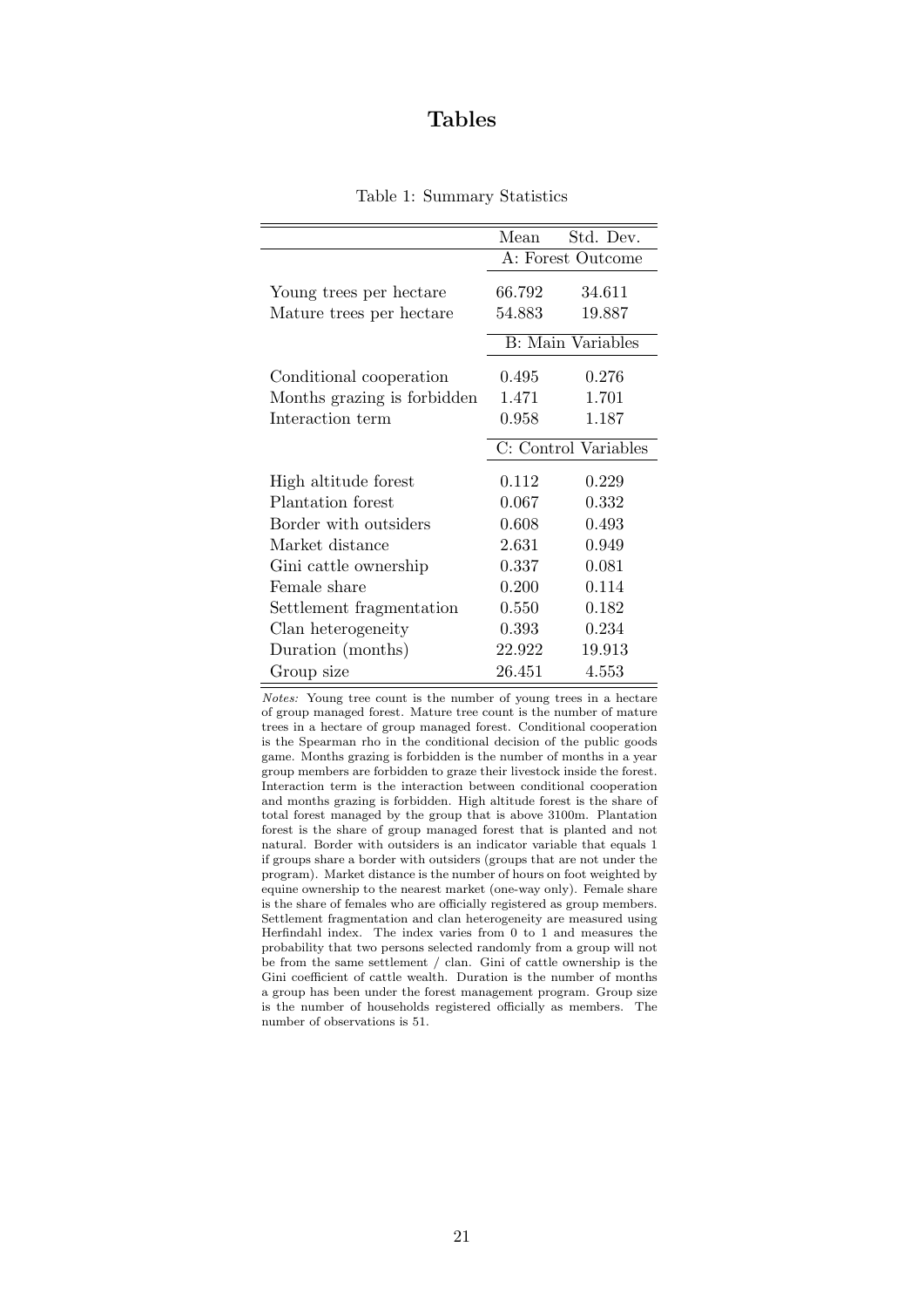# Tables

Table 1: Summary Statistics

| | Mean | Std. Dev. |
|---|---|---|
| | A: Forest Outcome | |
| Young trees per hectare | 66.792 | 34.611 |
| Mature trees per hectare | 54.883 | 19.887 |
| | B: Main Variables | |
| Conditional cooperation | 0.495 | 0.276 |
| Months grazing is forbidden | 1.471 | 1.701 |
| Interaction term | 0.958 | 1.187 |
| | C: Control Variables | |
| High altitude forest | 0.112 | 0.229 |
| Plantation forest | 0.067 | 0.332 |
| Border with outsiders | 0.608 | 0.493 |
| Market distance | 2.631 | 0.949 |
| Gini cattle ownership | 0.337 | 0.081 |
| Female share | 0.200 | 0.114 |
| Settlement fragmentation | 0.550 | 0.182 |
| Clan heterogeneity | 0.393 | 0.234 |
| Duration (months) | 22.922 | 19.913 |
| Group size | 26.451 | 4.553 |

*Notes:* Young tree count is the number of young trees in a hectare of group managed forest. Mature tree count is the number of mature trees in a hectare of group managed forest. Conditional cooperation is the Spearman rho in the conditional decision of the public goods game. Months grazing is forbidden is the number of months in a year group members are forbidden to graze their livestock inside the forest. Interaction term is the interaction between conditional cooperation and months grazing is forbidden. High altitude forest is the share of total forest managed by the group that is above 3100m. Plantation forest is the share of group managed forest that is planted and not natural. Border with outsiders is an indicator variable that equals 1 if groups share a border with outsiders (groups that are not under the program). Market distance is the number of hours on foot weighted by equine ownership to the nearest market (one-way only). Female share is the share of females who are officially registered as group members. Settlement fragmentation and clan heterogeneity are measured using Herfindahl index. The index varies from 0 to 1 and measures the probability that two persons selected randomly from a group will not be from the same settlement / clan. Gini of cattle ownership is the Gini coefficient of cattle wealth. Duration is the number of months a group has been under the forest management program. Group size is the number of households registered officially as members. The number of observations is 51.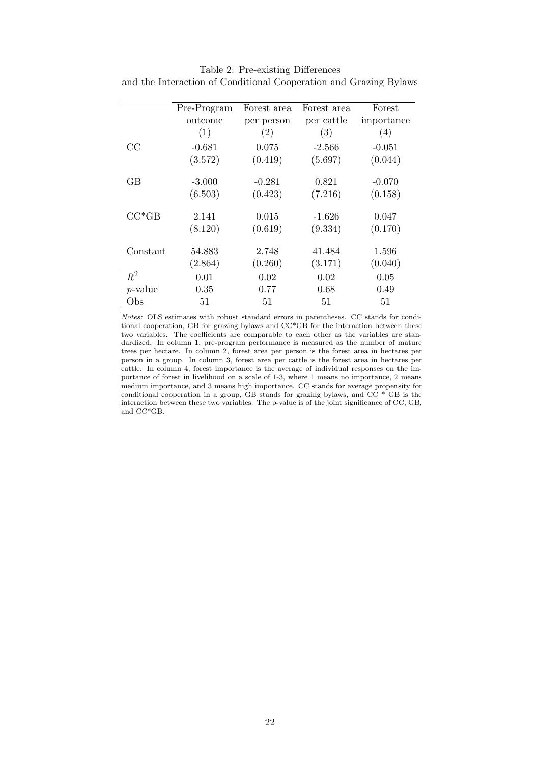Table 2: Pre-existing Differences and the Interaction of Conditional Cooperation and Grazing Bylaws

| | Pre-Program outcome | Forest area per person | Forest area per cattle | Forest importance |
|---|---|---|---|---|
| | (1) | (2) | (3) | (4) |
| CC | -0.681 | 0.075 | -2.566 | -0.051 |
| | (3.572) | (0.419) | (5.697) | (0.044) |
| GB | -3.000 | -0.281 | 0.821 | -0.070 |
| | (6.503) | (0.423) | (7.216) | (0.158) |
| CC*GB | 2.141 | 0.015 | -1.626 | 0.047 |
| | (8.120) | (0.619) | (9.334) | (0.170) |
| Constant | 54.883 | 2.748 | 41.484 | 1.596 |
| | (2.864) | (0.260) | (3.171) | (0.040) |
| $R^2$ | 0.01 | 0.02 | 0.02 | 0.05 |
| $p$-value | 0.35 | 0.77 | 0.68 | 0.49 |
| Obs | 51 | 51 | 51 | 51 |

*Notes:* OLS estimates with robust standard errors in parentheses. CC stands for conditional cooperation, GB for grazing bylaws and CC*GB for the interaction between these two variables. The coefficients are comparable to each other as the variables are standardized. In column 1, pre-program performance is measured as the number of mature trees per hectare. In column 2, forest area per person is the forest area in hectares per person in a group. In column 3, forest area per cattle is the forest area in hectares per cattle. In column 4, forest importance is the average of individual responses on the importance of forest in livelihood on a scale of 1-3, where 1 means no importance, 2 means medium importance, and 3 means high importance. CC stands for average propensity for conditional cooperation in a group, GB stands for grazing bylaws, and CC * GB is the interaction between these two variables. The p-value is of the joint significance of CC, GB, and CC*GB.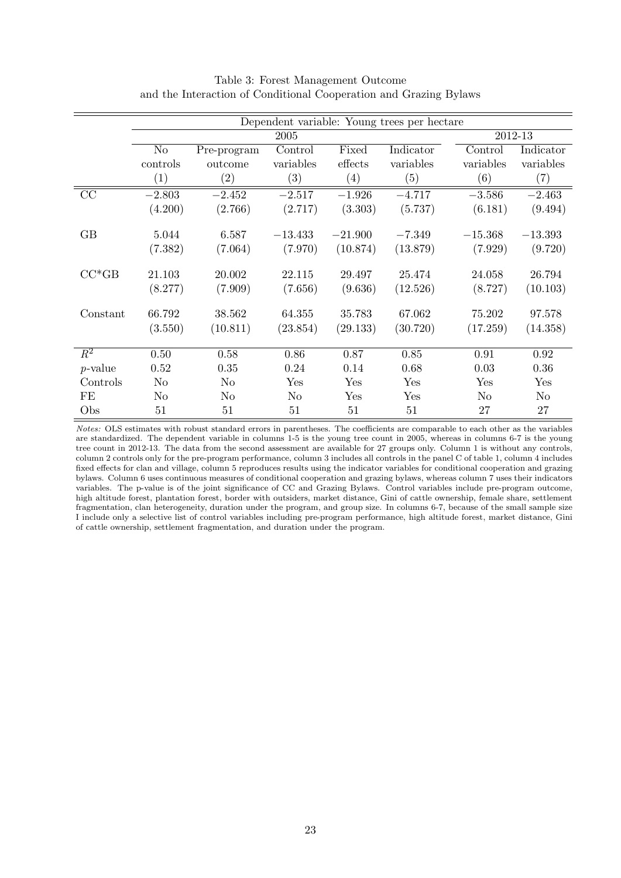Table 3: Forest Management Outcome and the Interaction of Conditional Cooperation and Grazing Bylaws

| | Dependent variable: Young trees per hectare | | | | | | |
|---|---|---|---|---|---|---|---|
| | 2005 | | | | | 2012-13 | |
| | No controls | Pre-program outcome | Control variables | Fixed effects | Indicator variables | Control variables | Indicator variables |
| | (1) | (2) | (3) | (4) | (5) | (6) | (7) |
| CC | −2.803 | −2.452 | −2.517 | −1.926 | −4.717 | −3.586 | −2.463 |
| | (4.200) | (2.766) | (2.717) | (3.303) | (5.737) | (6.181) | (9.494) |
| GB | 5.044 | 6.587 | −13.433 | −21.900 | −7.349 | −15.368 | −13.393 |
| | (7.382) | (7.064) | (7.970) | (10.874) | (13.879) | (7.929) | (9.720) |
| CC*GB | 21.103 | 20.002 | 22.115 | 29.497 | 25.474 | 24.058 | 26.794 |
| | (8.277) | (7.909) | (7.656) | (9.636) | (12.526) | (8.727) | (10.103) |
| Constant | 66.792 | 38.562 | 64.355 | 35.783 | 67.062 | 75.202 | 97.578 |
| | (3.550) | (10.811) | (23.854) | (29.133) | (30.720) | (17.259) | (14.358) |
| $R^2$ | 0.50 | 0.58 | 0.86 | 0.87 | 0.85 | 0.91 | 0.92 |
| $p$-value | 0.52 | 0.35 | 0.24 | 0.14 | 0.68 | 0.03 | 0.36 |
| Controls | No | No | Yes | Yes | Yes | Yes | Yes |
| FE | No | No | No | Yes | Yes | No | No |
| Obs | 51 | 51 | 51 | 51 | 51 | 27 | 27 |

*Notes:* OLS estimates with robust standard errors in parentheses. The coefficients are comparable to each other as the variables are standardized. The dependent variable in columns 1-5 is the young tree count in 2005, whereas in columns 6-7 is the young tree count in 2012-13. The data from the second assessment are available for 27 groups only. Column 1 is without any controls, column 2 controls only for the pre-program performance, column 3 includes all controls in the panel C of table 1, column 4 includes fixed effects for clan and village, column 5 reproduces results using the indicator variables for conditional cooperation and grazing bylaws. Column 6 uses continuous measures of conditional cooperation and grazing bylaws, whereas column 7 uses their indicators variables. The p-value is of the joint significance of CC and Grazing Bylaws. Control variables include pre-program outcome, high altitude forest, plantation forest, border with outsiders, market distance, Gini of cattle ownership, female share, settlement fragmentation, clan heterogeneity, duration under the program, and group size. In columns 6-7, because of the small sample size I include only a selective list of control variables including pre-program performance, high altitude forest, market distance, Gini of cattle ownership, settlement fragmentation, and duration under the program.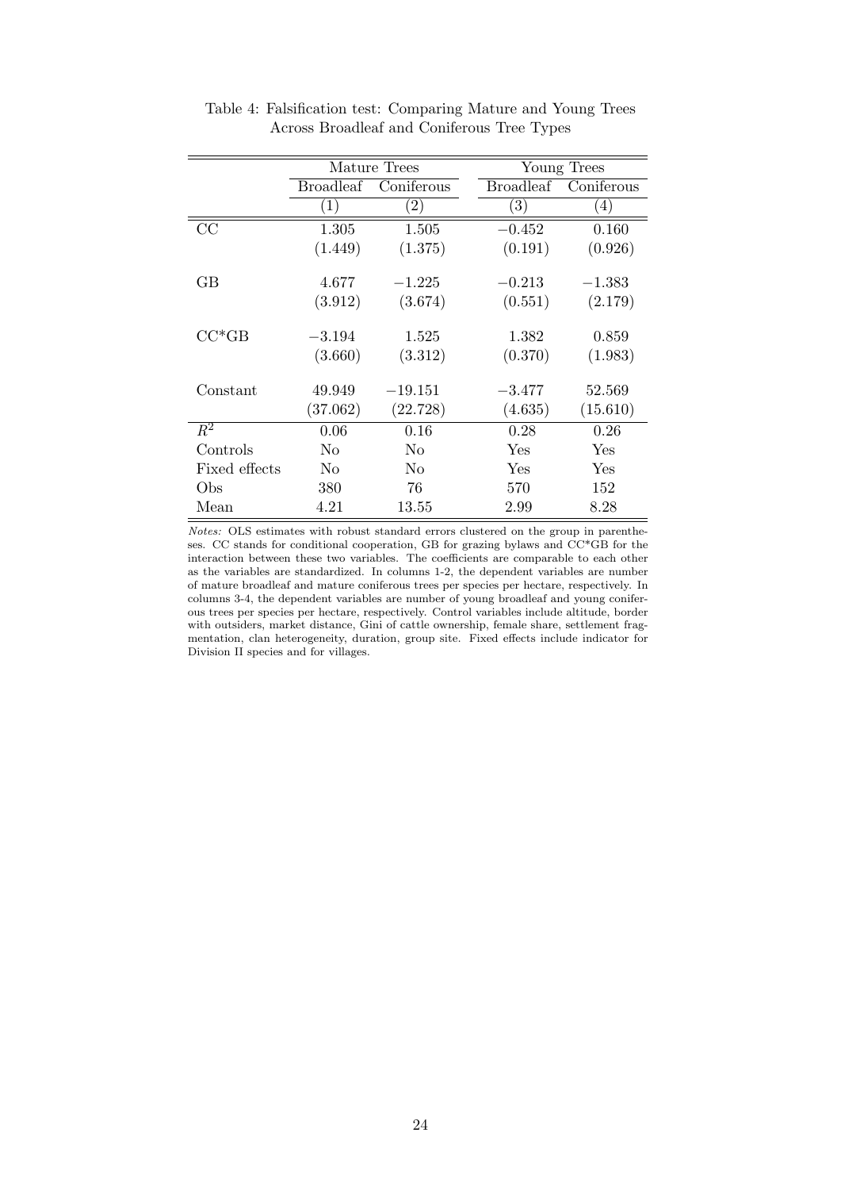Table 4: Falsification test: Comparing Mature and Young Trees Across Broadleaf and Coniferous Tree Types

| | Mature Trees | | Young Trees | |
|---|---|---|---|---|
| | Broadleaf | Coniferous | Broadleaf | Coniferous |
| | (1) | (2) | (3) | (4) |
| CC | 1.305 | 1.505 | −0.452 | 0.160 |
| | (1.449) | (1.375) | (0.191) | (0.926) |
| GB | 4.677 | −1.225 | −0.213 | −1.383 |
| | (3.912) | (3.674) | (0.551) | (2.179) |
| CC*GB | −3.194 | 1.525 | 1.382 | 0.859 |
| | (3.660) | (3.312) | (0.370) | (1.983) |
| Constant | 49.949 | −19.151 | −3.477 | 52.569 |
| | (37.062) | (22.728) | (4.635) | (15.610) |
| $R^2$ | 0.06 | 0.16 | 0.28 | 0.26 |
| Controls | No | No | Yes | Yes |
| Fixed effects | No | No | Yes | Yes |
| Obs | 380 | 76 | 570 | 152 |
| Mean | 4.21 | 13.55 | 2.99 | 8.28 |

*Notes:* OLS estimates with robust standard errors clustered on the group in parentheses. CC stands for conditional cooperation, GB for grazing bylaws and CC*GB for the interaction between these two variables. The coefficients are comparable to each other as the variables are standardized. In columns 1-2, the dependent variables are number of mature broadleaf and mature coniferous trees per species per hectare, respectively. In columns 3-4, the dependent variables are number of young broadleaf and young coniferous trees per species per hectare, respectively. Control variables include altitude, border with outsiders, market distance, Gini of cattle ownership, female share, settlement fragmentation, clan heterogeneity, duration, group site. Fixed effects include indicator for Division II species and for villages.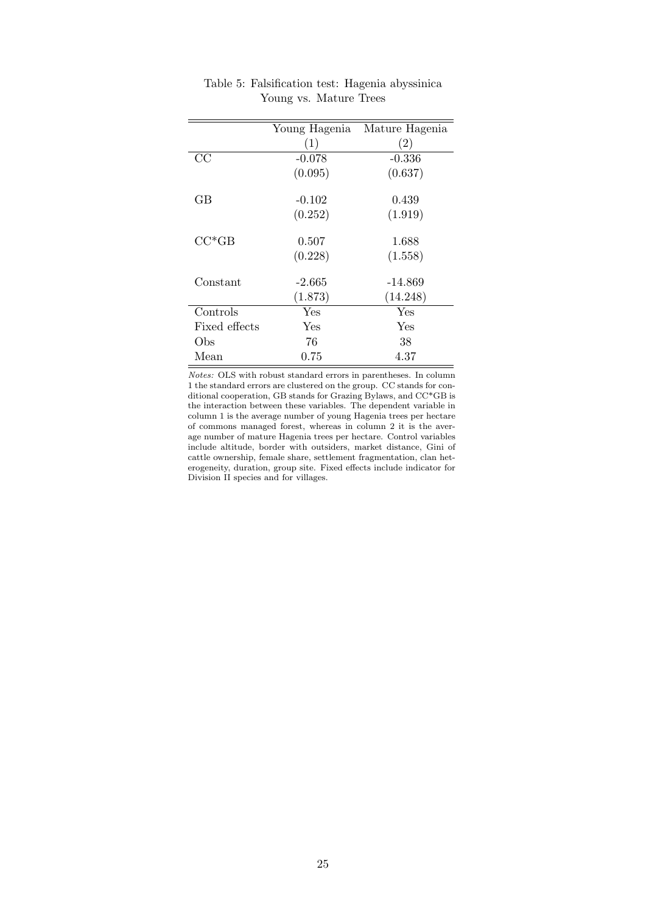Table 5: Falsification test: Hagenia abyssinica Young vs. Mature Trees

| | Young Hagenia | Mature Hagenia |
|---|---|---|
| | (1) | (2) |
| CC | -0.078 | -0.336 |
| | (0.095) | (0.637) |
| GB | -0.102 | 0.439 |
| | (0.252) | (1.919) |
| CC*GB | 0.507 | 1.688 |
| | (0.228) | (1.558) |
| Constant | -2.665 | -14.869 |
| | (1.873) | (14.248) |
| Controls | Yes | Yes |
| Fixed effects | Yes | Yes |
| Obs | 76 | 38 |
| Mean | 0.75 | 4.37 |

*Notes:* OLS with robust standard errors in parentheses. In column 1 the standard errors are clustered on the group. CC stands for conditional cooperation, GB stands for Grazing Bylaws, and CC*GB is the interaction between these variables. The dependent variable in column 1 is the average number of young Hagenia trees per hectare of commons managed forest, whereas in column 2 it is the average number of mature Hagenia trees per hectare. Control variables include altitude, border with outsiders, market distance, Gini of cattle ownership, female share, settlement fragmentation, clan heterogeneity, duration, group site. Fixed effects include indicator for Division II species and for villages.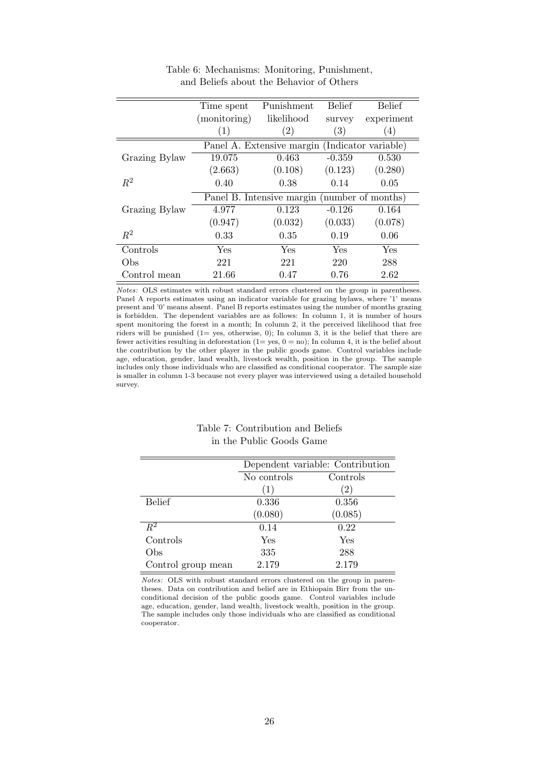Table 6: Mechanisms: Monitoring, Punishment, and Beliefs about the Behavior of Others

| | Time spent (monitoring) | Punishment likelihood | Belief survey | Belief experiment |
|---|---|---|---|---|
| | (1) | (2) | (3) | (4) |
| | Panel A. Extensive margin (Indicator variable) | | | |
| Grazing Bylaw | 19.075 | 0.463 | -0.359 | 0.530 |
| | (2.663) | (0.108) | (0.123) | (0.280) |
| $R^2$ | 0.40 | 0.38 | 0.14 | 0.05 |
| | Panel B. Intensive margin (number of months) | | | |
| Grazing Bylaw | 4.977 | 0.123 | -0.126 | 0.164 |
| | (0.947) | (0.032) | (0.033) | (0.078) |
| $R^2$ | 0.33 | 0.35 | 0.19 | 0.06 |
| Controls | Yes | Yes | Yes | Yes |
| Obs | 221 | 221 | 220 | 288 |
| Control mean | 21.66 | 0.47 | 0.76 | 2.62 |

*Notes:* OLS estimates with robust standard errors clustered on the group in parentheses. Panel A reports estimates using an indicator variable for grazing bylaws, where '1' means present and '0' means absent. Panel B reports estimates using the number of months grazing is forbidden. The dependent variables are as follows: In column 1, it is number of hours spent monitoring the forest in a month; In column 2, it the perceived likelihood that free riders will be punished (1= yes, otherwise, 0); In column 3, it is the belief that there are fewer activities resulting in deforestation (1= yes, 0 = no); In column 4, it is the belief about the contribution by the other player in the public goods game. Control variables include age, education, gender, land wealth, livestock wealth, position in the group. The sample includes only those individuals who are classified as conditional cooperator. The sample size is smaller in column 1-3 because not every player was interviewed using a detailed household survey.

Table 7: Contribution and Beliefs in the Public Goods Game

| | Dependent variable: Contribution | |
|---|---|---|
| | No controls | Controls |
| | (1) | (2) |
| Belief | 0.336 | 0.356 |
| | (0.080) | (0.085) |
| $R^2$ | 0.14 | 0.22 |
| Controls | Yes | Yes |
| Obs | 335 | 288 |
| Control group mean | 2.179 | 2.179 |

*Notes:* OLS with robust standard errors clustered on the group in parentheses. Data on contribution and belief are in Ethiopain Birr from the unconditional decision of the public goods game. Control variables include age, education, gender, land wealth, livestock wealth, position in the group. The sample includes only those individuals who are classified as conditional cooperator.